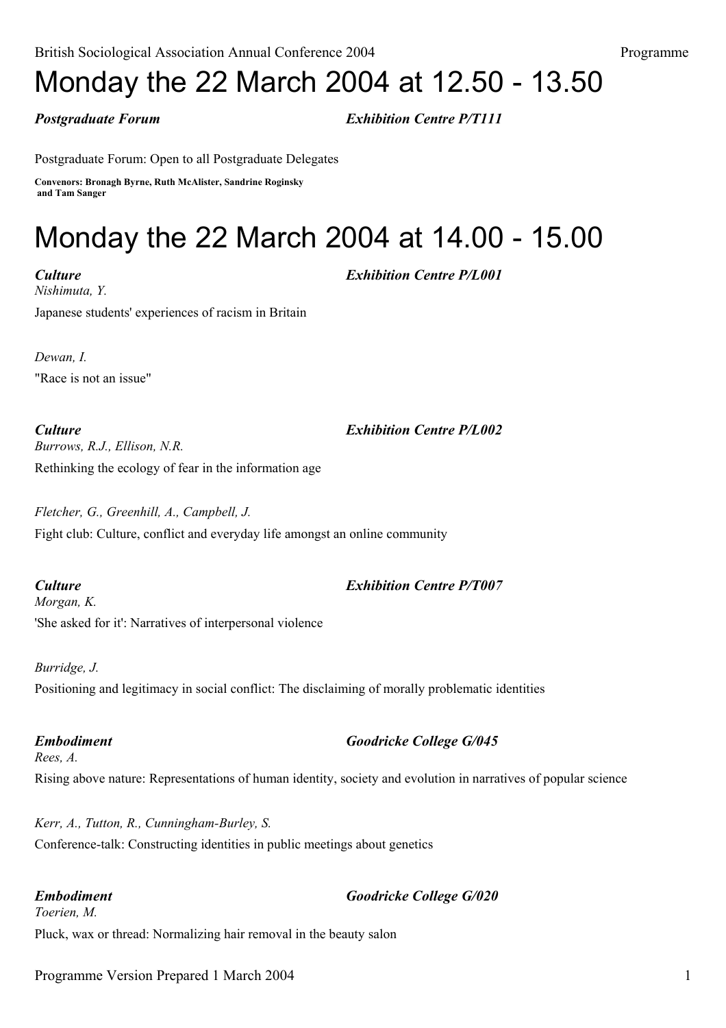# Monday the 22 March 2004 at 12.50 - 13.50

***Postgraduate Forum*** ***Exhibition Centre P/T111***

Postgraduate Forum: Open to all Postgraduate Delegates

**Convenors: Bronagh Byrne, Ruth McAlister, Sandrine Roginsky and Tam Sanger**

# Monday the 22 March 2004 at 14.00 - 15.00

***Culture*** ***Exhibition Centre P/L001***

*Nishimuta, Y.*

Japanese students' experiences of racism in Britain

*Dewan, I.*

"Race is not an issue"

***Culture*** ***Exhibition Centre P/L002***

*Burrows, R.J., Ellison, N.R.*

Rethinking the ecology of fear in the information age

*Fletcher, G., Greenhill, A., Campbell, J.*

Fight club: Culture, conflict and everyday life amongst an online community

***Culture*** ***Exhibition Centre P/T007***

*Morgan, K.*

'She asked for it': Narratives of interpersonal violence

*Burridge, J.*

Positioning and legitimacy in social conflict: The disclaiming of morally problematic identities

***Embodiment*** ***Goodricke College G/045***

*Rees, A.*

Rising above nature: Representations of human identity, society and evolution in narratives of popular science

*Kerr, A., Tutton, R., Cunningham-Burley, S.*

Conference-talk: Constructing identities in public meetings about genetics

***Embodiment*** ***Goodricke College G/020***

*Toerien, M.*

Pluck, wax or thread: Normalizing hair removal in the beauty salon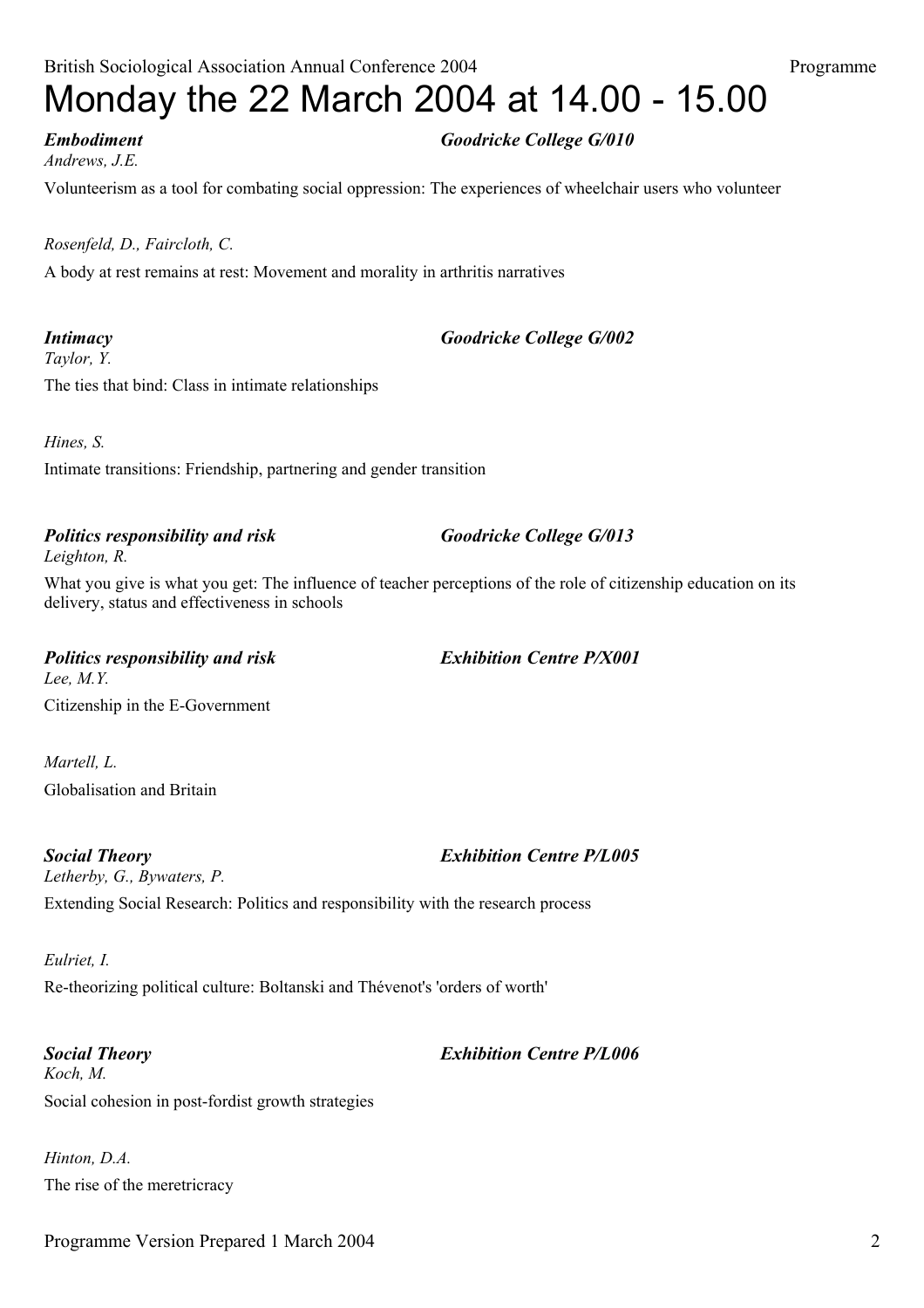# Monday the 22 March 2004 at 14.00 - 15.00

***Embodiment*** ***Goodricke College G/010***

*Andrews, J.E.*

Volunteerism as a tool for combating social oppression: The experiences of wheelchair users who volunteer

*Rosenfeld, D., Faircloth, C.*

A body at rest remains at rest: Movement and morality in arthritis narratives

***Intimacy*** ***Goodricke College G/002***

*Taylor, Y.*

The ties that bind: Class in intimate relationships

*Hines, S.*

Intimate transitions: Friendship, partnering and gender transition

***Politics responsibility and risk*** ***Goodricke College G/013***

*Leighton, R.*

What you give is what you get: The influence of teacher perceptions of the role of citizenship education on its delivery, status and effectiveness in schools

***Politics responsibility and risk*** ***Exhibition Centre P/X001***

*Lee, M.Y.*

Citizenship in the E-Government

*Martell, L.*

Globalisation and Britain

***Social Theory*** ***Exhibition Centre P/L005***

*Letherby, G., Bywaters, P.*

Extending Social Research: Politics and responsibility with the research process

*Eulriet, I.*

Re-theorizing political culture: Boltanski and Thévenot's 'orders of worth'

***Social Theory*** ***Exhibition Centre P/L006***

*Koch, M.*

Social cohesion in post-fordist growth strategies

*Hinton, D.A.*

The rise of the meretricracy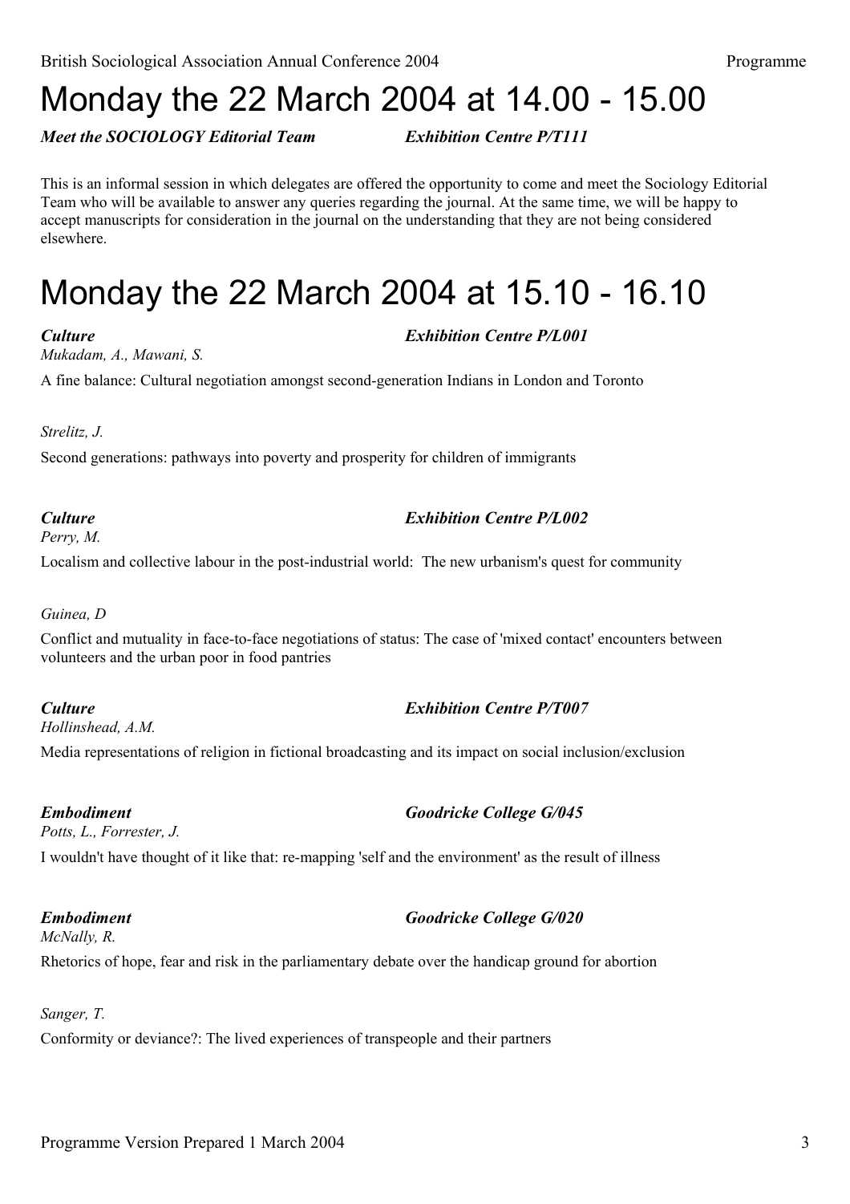# Monday the 22 March 2004 at 14.00 - 15.00

***Meet the SOCIOLOGY Editorial Team*** ***Exhibition Centre P/T111***

This is an informal session in which delegates are offered the opportunity to come and meet the Sociology Editorial Team who will be available to answer any queries regarding the journal. At the same time, we will be happy to accept manuscripts for consideration in the journal on the understanding that they are not being considered elsewhere.

# Monday the 22 March 2004 at 15.10 - 16.10

***Culture*** ***Exhibition Centre P/L001***

*Mukadam, A., Mawani, S.*

A fine balance: Cultural negotiation amongst second-generation Indians in London and Toronto

*Strelitz, J.*

Second generations: pathways into poverty and prosperity for children of immigrants

***Culture*** ***Exhibition Centre P/L002***

*Perry, M.*

Localism and collective labour in the post-industrial world: The new urbanism's quest for community

*Guinea, D*

Conflict and mutuality in face-to-face negotiations of status: The case of 'mixed contact' encounters between volunteers and the urban poor in food pantries

***Culture*** ***Exhibition Centre P/T007***

*Hollinshead, A.M.*

Media representations of religion in fictional broadcasting and its impact on social inclusion/exclusion

***Embodiment*** ***Goodricke College G/045***

*Potts, L., Forrester, J.*

I wouldn't have thought of it like that: re-mapping 'self and the environment' as the result of illness

***Embodiment*** ***Goodricke College G/020***

*McNally, R.*

Rhetorics of hope, fear and risk in the parliamentary debate over the handicap ground for abortion

*Sanger, T.*

Conformity or deviance?: The lived experiences of transpeople and their partners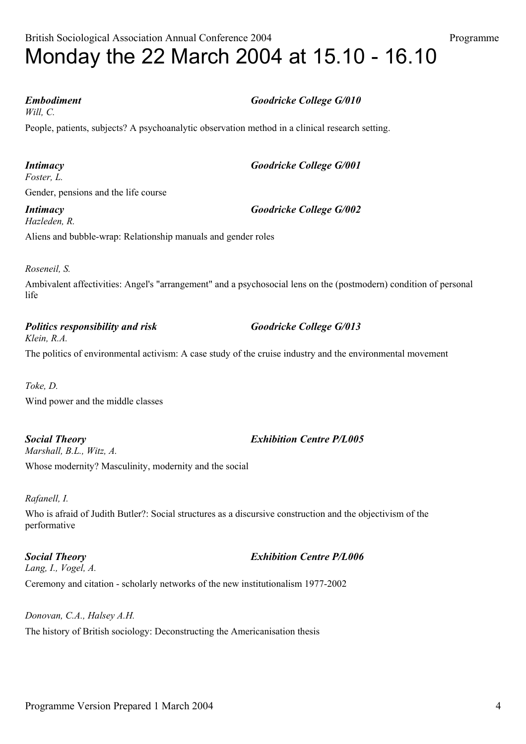# Monday the 22 March 2004 at 15.10 - 16.10

***Embodiment*** ***Goodricke College G/010***

*Will, C.*

People, patients, subjects? A psychoanalytic observation method in a clinical research setting.

***Intimacy*** ***Goodricke College G/001***

*Foster, L.*

Gender, pensions and the life course

***Intimacy*** ***Goodricke College G/002***

*Hazleden, R.*

Aliens and bubble-wrap: Relationship manuals and gender roles

*Roseneil, S.*

Ambivalent affectivities: Angel's "arrangement" and a psychosocial lens on the (postmodern) condition of personal life

***Politics responsibility and risk*** ***Goodricke College G/013***

*Klein, R.A.*

The politics of environmental activism: A case study of the cruise industry and the environmental movement

*Toke, D.*

Wind power and the middle classes

***Social Theory*** ***Exhibition Centre P/L005***

*Marshall, B.L., Witz, A.*

Whose modernity? Masculinity, modernity and the social

*Rafanell, I.*

Who is afraid of Judith Butler?: Social structures as a discursive construction and the objectivism of the performative

***Social Theory*** ***Exhibition Centre P/L006***

*Lang, I., Vogel, A.*

Ceremony and citation - scholarly networks of the new institutionalism 1977-2002

*Donovan, C.A., Halsey A.H.*

The history of British sociology: Deconstructing the Americanisation thesis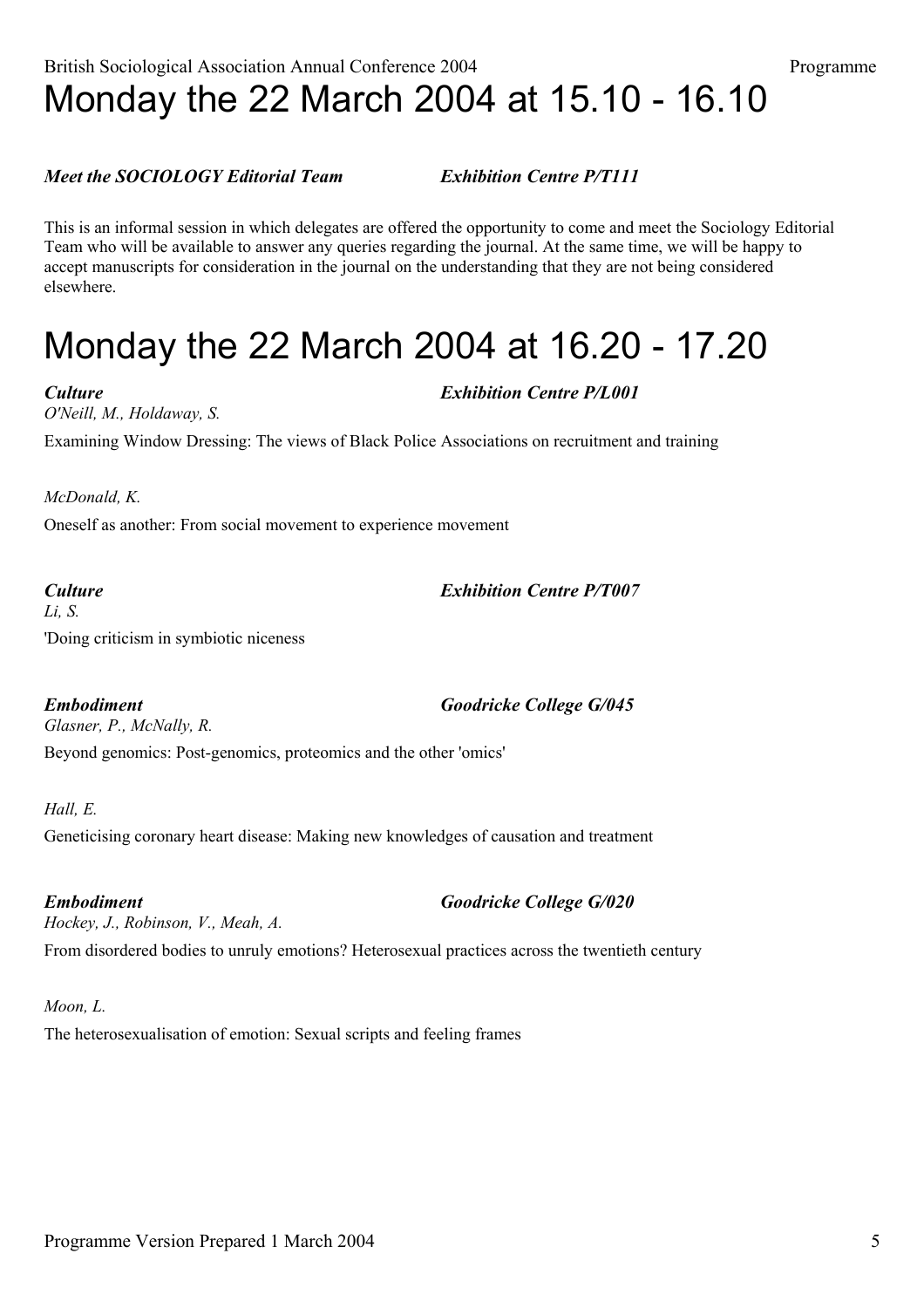# Monday the 22 March 2004 at 15.10 - 16.10

***Meet the SOCIOLOGY Editorial Team*** ***Exhibition Centre P/T111***

This is an informal session in which delegates are offered the opportunity to come and meet the Sociology Editorial Team who will be available to answer any queries regarding the journal. At the same time, we will be happy to accept manuscripts for consideration in the journal on the understanding that they are not being considered elsewhere.

# Monday the 22 March 2004 at 16.20 - 17.20

***Culture*** ***Exhibition Centre P/L001***

*O'Neill, M., Holdaway, S.*

Examining Window Dressing: The views of Black Police Associations on recruitment and training

*McDonald, K.*

Oneself as another: From social movement to experience movement

***Culture*** ***Exhibition Centre P/T007***

*Li, S.*

'Doing criticism in symbiotic niceness

***Embodiment*** ***Goodricke College G/045***

*Glasner, P., McNally, R.*

Beyond genomics: Post-genomics, proteomics and the other 'omics'

*Hall, E.*

Geneticising coronary heart disease: Making new knowledges of causation and treatment

***Embodiment*** ***Goodricke College G/020***

*Hockey, J., Robinson, V., Meah, A.*

From disordered bodies to unruly emotions? Heterosexual practices across the twentieth century

*Moon, L.*

The heterosexualisation of emotion: Sexual scripts and feeling frames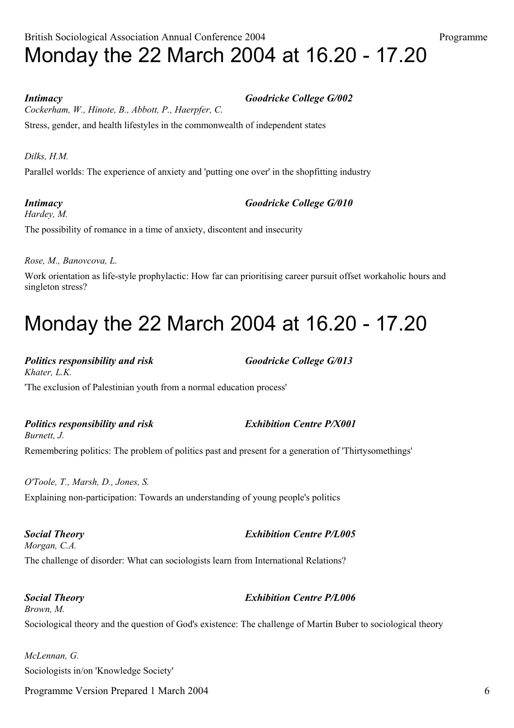# Monday the 22 March 2004 at 16.20 - 17.20

***Intimacy*** ***Goodricke College G/002***

*Cockerham, W., Hinote, B., Abbott, P., Haerpfer, C.*

Stress, gender, and health lifestyles in the commonwealth of independent states

*Dilks, H.M.*

Parallel worlds: The experience of anxiety and 'putting one over' in the shopfitting industry

***Intimacy*** ***Goodricke College G/010***

*Hardey, M.*

The possibility of romance in a time of anxiety, discontent and insecurity

*Rose, M., Banovcova, L.*

Work orientation as life-style prophylactic: How far can prioritising career pursuit offset workaholic hours and singleton stress?

# Monday the 22 March 2004 at 16.20 - 17.20

***Politics responsibility and risk*** ***Goodricke College G/013***

*Khater, L.K.*

'The exclusion of Palestinian youth from a normal education process'

***Politics responsibility and risk*** ***Exhibition Centre P/X001***

*Burnett, J.*

Remembering politics: The problem of politics past and present for a generation of 'Thirtysomethings'

*O'Toole, T., Marsh, D., Jones, S.*

Explaining non-participation: Towards an understanding of young people's politics

***Social Theory*** ***Exhibition Centre P/L005***

*Morgan, C.A.*

The challenge of disorder: What can sociologists learn from International Relations?

***Social Theory*** ***Exhibition Centre P/L006***

*Brown, M.*

Sociological theory and the question of God's existence: The challenge of Martin Buber to sociological theory

*McLennan, G.*

Sociologists in/on 'Knowledge Society'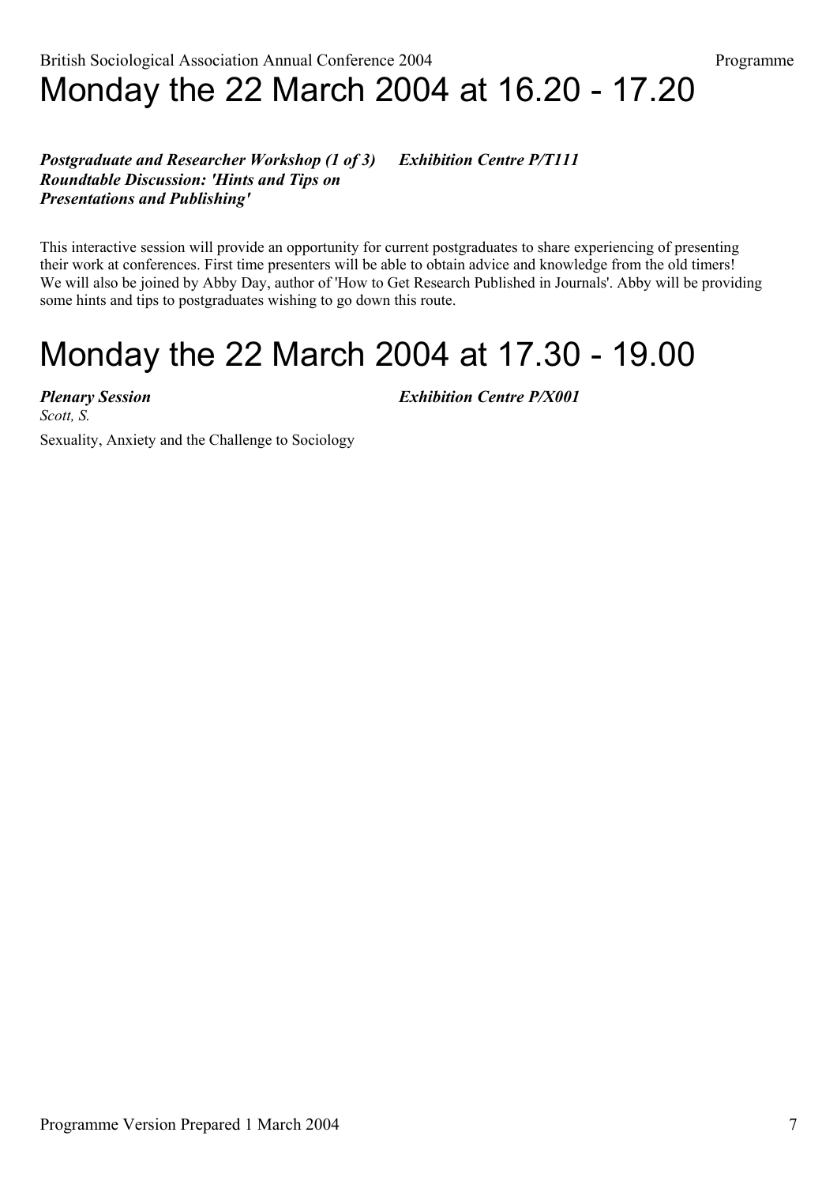# Monday the 22 March 2004 at 16.20 - 17.20

***Postgraduate and Researcher Workshop (1 of 3) Roundtable Discussion: 'Hints and Tips on Presentations and Publishing'*** ***Exhibition Centre P/T111***

This interactive session will provide an opportunity for current postgraduates to share experiencing of presenting their work at conferences. First time presenters will be able to obtain advice and knowledge from the old timers! We will also be joined by Abby Day, author of 'How to Get Research Published in Journals'. Abby will be providing some hints and tips to postgraduates wishing to go down this route.

# Monday the 22 March 2004 at 17.30 - 19.00

***Plenary Session*** ***Exhibition Centre P/X001***

*Scott, S.*

Sexuality, Anxiety and the Challenge to Sociology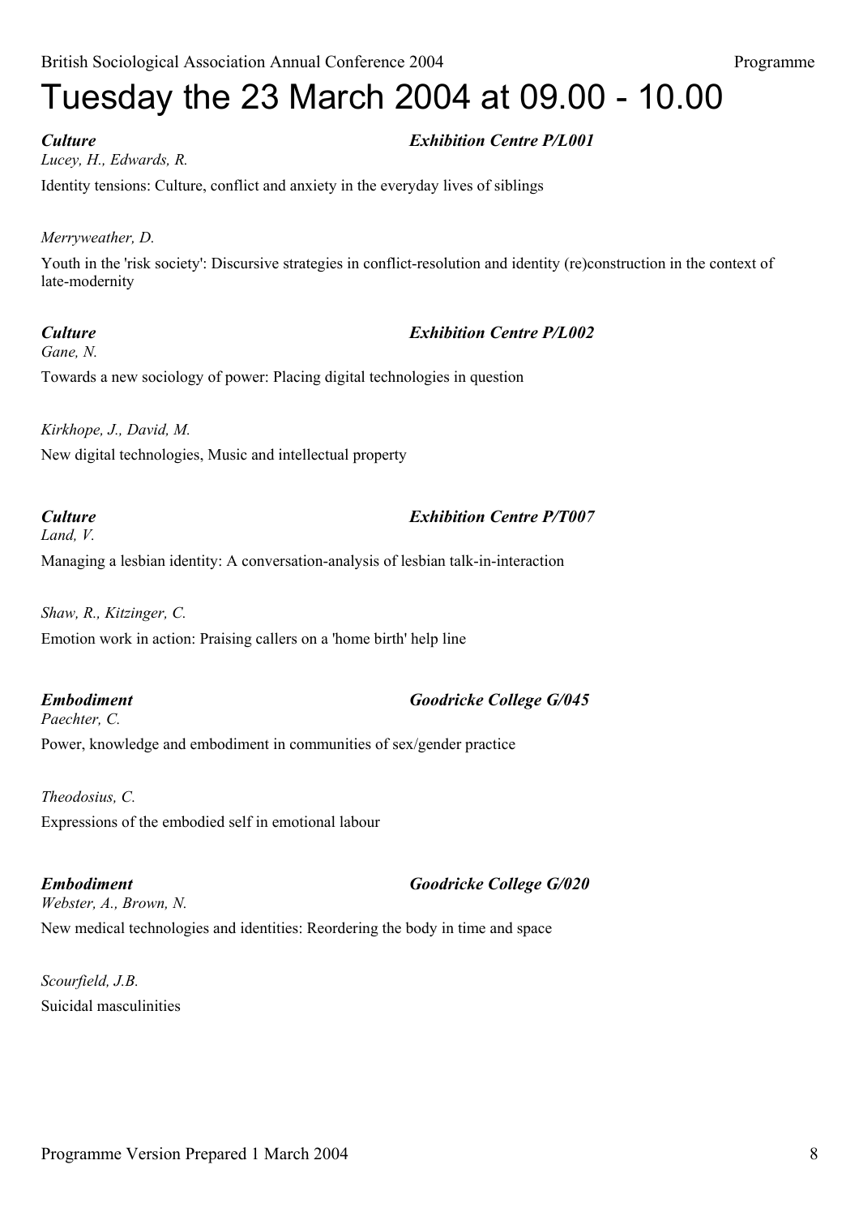# Tuesday the 23 March 2004 at 09.00 - 10.00

***Culture*** ***Exhibition Centre P/L001***

*Lucey, H., Edwards, R.*

Identity tensions: Culture, conflict and anxiety in the everyday lives of siblings

*Merryweather, D.*

Youth in the 'risk society': Discursive strategies in conflict-resolution and identity (re)construction in the context of late-modernity

***Culture*** ***Exhibition Centre P/L002***

*Gane, N.*

Towards a new sociology of power: Placing digital technologies in question

*Kirkhope, J., David, M.*

New digital technologies, Music and intellectual property

***Culture*** ***Exhibition Centre P/T007***

*Land, V.*

Managing a lesbian identity: A conversation-analysis of lesbian talk-in-interaction

*Shaw, R., Kitzinger, C.*

Emotion work in action: Praising callers on a 'home birth' help line

***Embodiment*** ***Goodricke College G/045***

*Paechter, C.*

Power, knowledge and embodiment in communities of sex/gender practice

*Theodosius, C.*

Expressions of the embodied self in emotional labour

***Embodiment*** ***Goodricke College G/020***

*Webster, A., Brown, N.*

New medical technologies and identities: Reordering the body in time and space

*Scourfield, J.B.*

Suicidal masculinities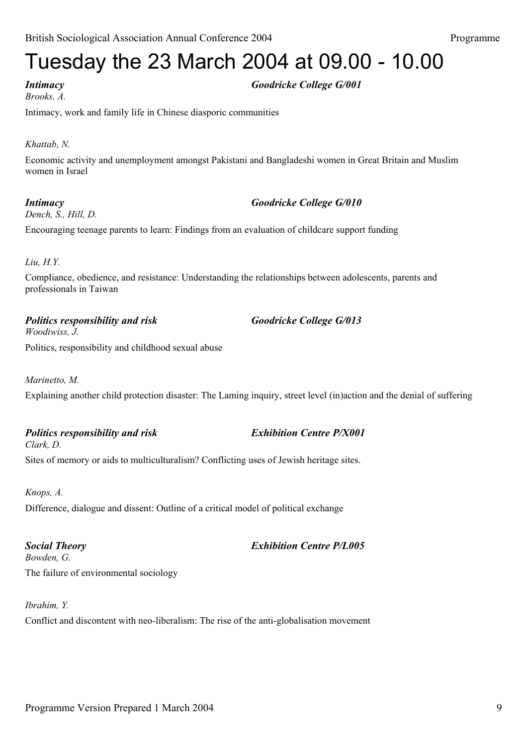# Tuesday the 23 March 2004 at 09.00 - 10.00

***Intimacy*** ***Goodricke College G/001***

*Brooks, A.*

Intimacy, work and family life in Chinese diasporic communities

*Khattab, N.*

Economic activity and unemployment amongst Pakistani and Bangladeshi women in Great Britain and Muslim women in Israel

***Intimacy*** ***Goodricke College G/010***

*Dench, S., Hill, D.*

Encouraging teenage parents to learn: Findings from an evaluation of childcare support funding

*Liu, H.Y.*

Compliance, obedience, and resistance: Understanding the relationships between adolescents, parents and professionals in Taiwan

***Politics responsibility and risk*** ***Goodricke College G/013***

*Woodiwiss, J.*

Politics, responsibility and childhood sexual abuse

*Marinetto, M.*

Explaining another child protection disaster: The Laming inquiry, street level (in)action and the denial of suffering

***Politics responsibility and risk*** ***Exhibition Centre P/X001***

*Clark, D.*

Sites of memory or aids to multiculturalism? Conflicting uses of Jewish heritage sites.

*Knops, A.*

Difference, dialogue and dissent: Outline of a critical model of political exchange

***Social Theory*** ***Exhibition Centre P/L005***

*Bowden, G.*

The failure of environmental sociology

*Ibrahim, Y.*

Conflict and discontent with neo-liberalism: The rise of the anti-globalisation movement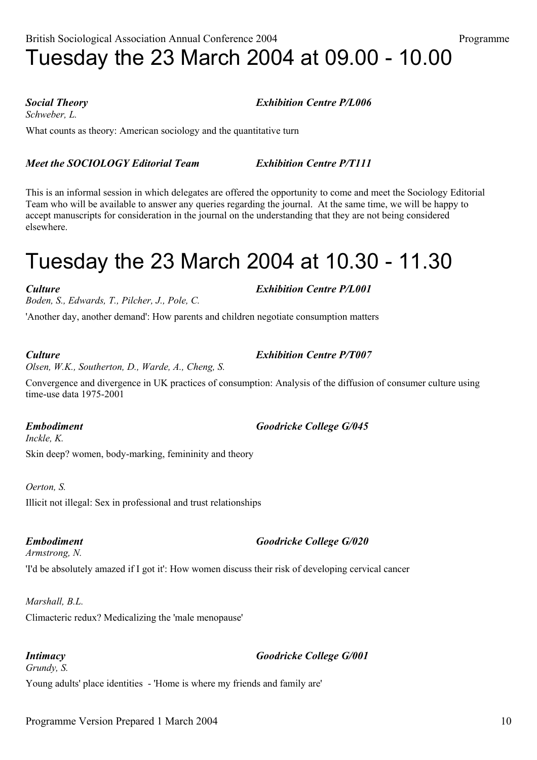# Tuesday the 23 March 2004 at 09.00 - 10.00

***Social Theory*** ***Exhibition Centre P/L006***

*Schweber, L.*

What counts as theory: American sociology and the quantitative turn

***Meet the SOCIOLOGY Editorial Team*** ***Exhibition Centre P/T111***

This is an informal session in which delegates are offered the opportunity to come and meet the Sociology Editorial Team who will be available to answer any queries regarding the journal. At the same time, we will be happy to accept manuscripts for consideration in the journal on the understanding that they are not being considered elsewhere.

# Tuesday the 23 March 2004 at 10.30 - 11.30

***Culture*** ***Exhibition Centre P/L001***

*Boden, S., Edwards, T., Pilcher, J., Pole, C.*

'Another day, another demand': How parents and children negotiate consumption matters

***Culture*** ***Exhibition Centre P/T007***

*Olsen, W.K., Southerton, D., Warde, A., Cheng, S.*

Convergence and divergence in UK practices of consumption: Analysis of the diffusion of consumer culture using time-use data 1975-2001

***Embodiment*** ***Goodricke College G/045***

*Inckle, K.*

Skin deep? women, body-marking, femininity and theory

*Oerton, S.*

Illicit not illegal: Sex in professional and trust relationships

***Embodiment*** ***Goodricke College G/020***

*Armstrong, N.*

'I'd be absolutely amazed if I got it': How women discuss their risk of developing cervical cancer

*Marshall, B.L.*

Climacteric redux? Medicalizing the 'male menopause'

***Intimacy*** ***Goodricke College G/001***

*Grundy, S.*

Young adults' place identities - 'Home is where my friends and family are'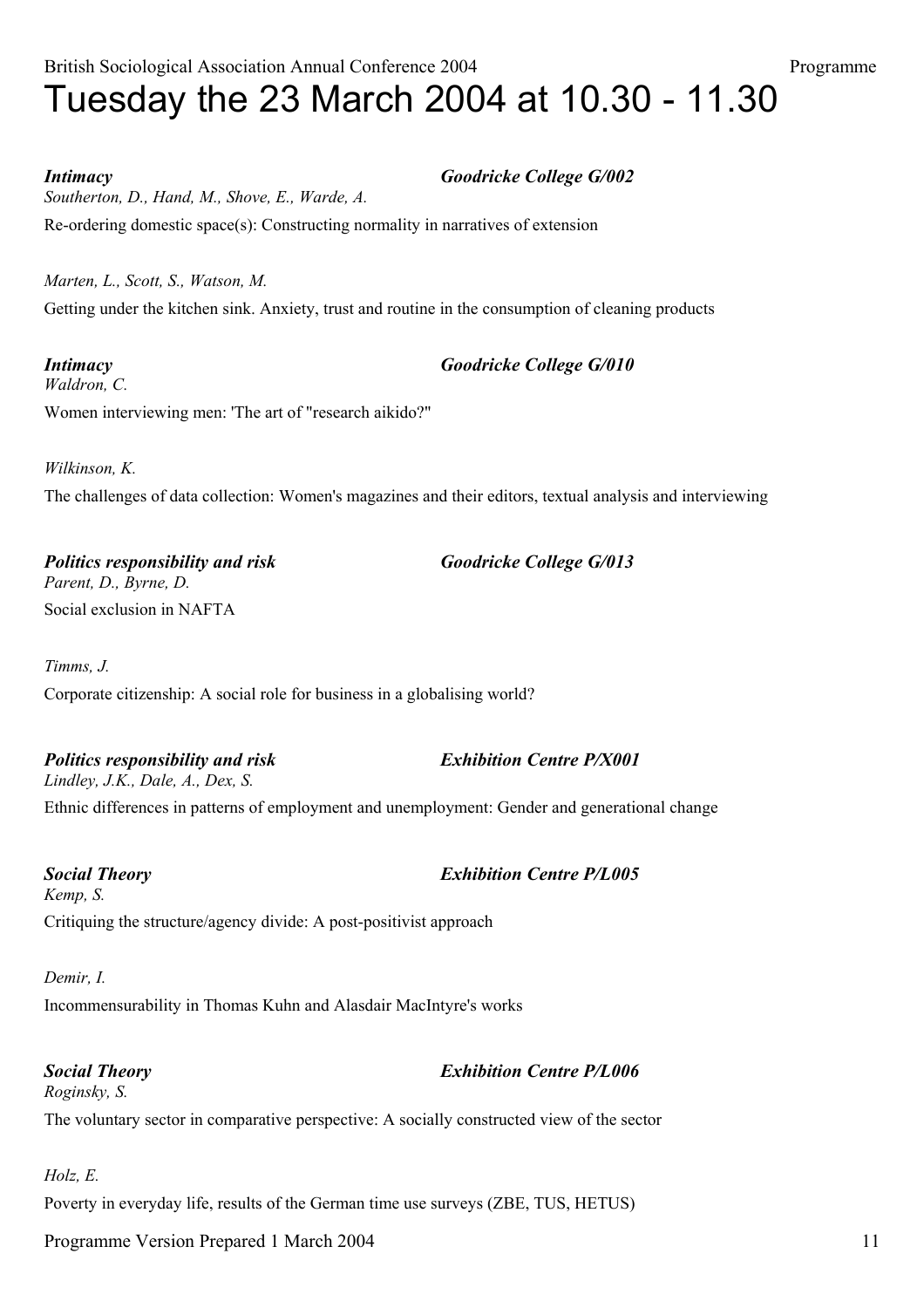# Tuesday the 23 March 2004 at 10.30 - 11.30

***Intimacy*** — ***Goodricke College G/002***

*Southerton, D., Hand, M., Shove, E., Warde, A.*

Re-ordering domestic space(s): Constructing normality in narratives of extension

*Marten, L., Scott, S., Watson, M.*

Getting under the kitchen sink. Anxiety, trust and routine in the consumption of cleaning products

***Intimacy*** — ***Goodricke College G/010***

*Waldron, C.*

Women interviewing men: 'The art of "research aikido?"

*Wilkinson, K.*

The challenges of data collection: Women's magazines and their editors, textual analysis and interviewing

***Politics responsibility and risk*** — ***Goodricke College G/013***

*Parent, D., Byrne, D.*

Social exclusion in NAFTA

*Timms, J.*

Corporate citizenship: A social role for business in a globalising world?

***Politics responsibility and risk*** — ***Exhibition Centre P/X001***

*Lindley, J.K., Dale, A., Dex, S.*

Ethnic differences in patterns of employment and unemployment: Gender and generational change

***Social Theory*** — ***Exhibition Centre P/L005***

*Kemp, S.*

Critiquing the structure/agency divide: A post-positivist approach

*Demir, I.*

Incommensurability in Thomas Kuhn and Alasdair MacIntyre's works

***Social Theory*** — ***Exhibition Centre P/L006***

*Roginsky, S.*

The voluntary sector in comparative perspective: A socially constructed view of the sector

*Holz, E.*

Poverty in everyday life, results of the German time use surveys (ZBE, TUS, HETUS)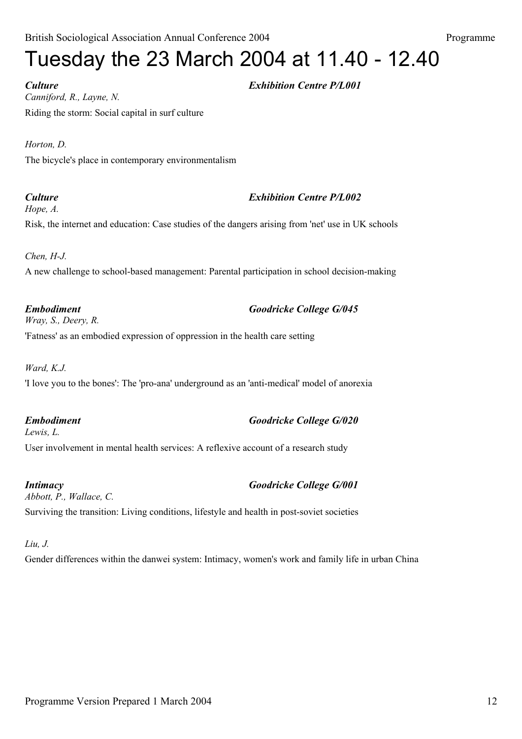# Tuesday the 23 March 2004 at 11.40 - 12.40

***Culture*** — ***Exhibition Centre P/L001***

*Canniford, R., Layne, N.*

Riding the storm: Social capital in surf culture

*Horton, D.*

The bicycle's place in contemporary environmentalism

***Culture*** — ***Exhibition Centre P/L002***

*Hope, A.*

Risk, the internet and education: Case studies of the dangers arising from 'net' use in UK schools

*Chen, H-J.*

A new challenge to school-based management: Parental participation in school decision-making

***Embodiment*** — ***Goodricke College G/045***

*Wray, S., Deery, R.*

'Fatness' as an embodied expression of oppression in the health care setting

*Ward, K.J.*

'I love you to the bones': The 'pro-ana' underground as an 'anti-medical' model of anorexia

***Embodiment*** — ***Goodricke College G/020***

*Lewis, L.*

User involvement in mental health services: A reflexive account of a research study

***Intimacy*** — ***Goodricke College G/001***

*Abbott, P., Wallace, C.*

Surviving the transition: Living conditions, lifestyle and health in post-soviet societies

*Liu, J.*

Gender differences within the danwei system: Intimacy, women's work and family life in urban China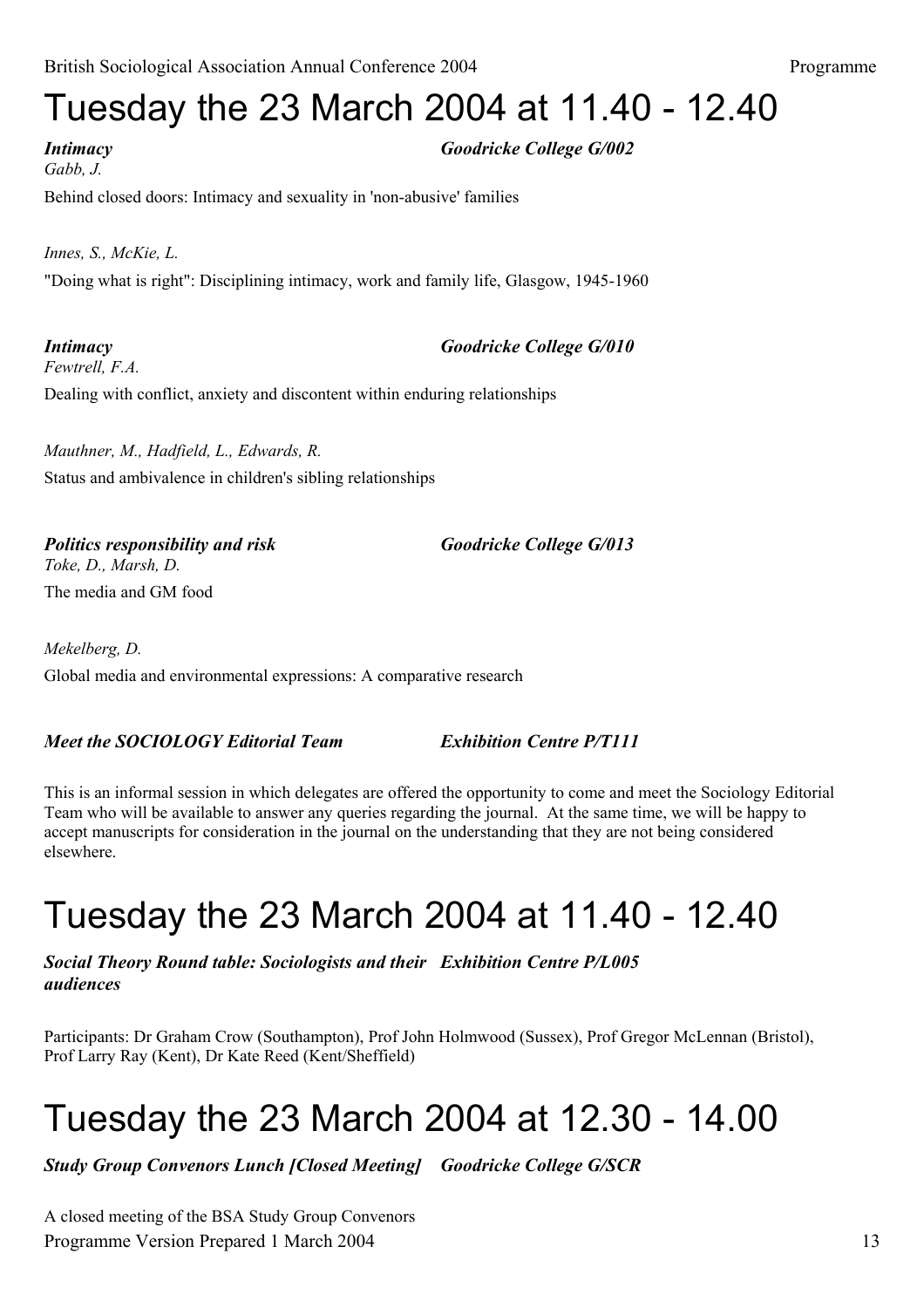# Tuesday the 23 March 2004 at 11.40 - 12.40

***Intimacy*** ***Goodricke College G/002***

*Gabb, J.*

Behind closed doors: Intimacy and sexuality in 'non-abusive' families

*Innes, S., McKie, L.*

"Doing what is right": Disciplining intimacy, work and family life, Glasgow, 1945-1960

***Intimacy*** ***Goodricke College G/010***

*Fewtrell, F.A.*

Dealing with conflict, anxiety and discontent within enduring relationships

*Mauthner, M., Hadfield, L., Edwards, R.*

Status and ambivalence in children's sibling relationships

***Politics responsibility and risk*** ***Goodricke College G/013***

*Toke, D., Marsh, D.*

The media and GM food

*Mekelberg, D.*

Global media and environmental expressions: A comparative research

***Meet the SOCIOLOGY Editorial Team*** ***Exhibition Centre P/T111***

This is an informal session in which delegates are offered the opportunity to come and meet the Sociology Editorial Team who will be available to answer any queries regarding the journal. At the same time, we will be happy to accept manuscripts for consideration in the journal on the understanding that they are not being considered elsewhere.

# Tuesday the 23 March 2004 at 11.40 - 12.40

***Social Theory Round table: Sociologists and their audiences*** ***Exhibition Centre P/L005***

Participants: Dr Graham Crow (Southampton), Prof John Holmwood (Sussex), Prof Gregor McLennan (Bristol), Prof Larry Ray (Kent), Dr Kate Reed (Kent/Sheffield)

# Tuesday the 23 March 2004 at 12.30 - 14.00

***Study Group Convenors Lunch [Closed Meeting]*** ***Goodricke College G/SCR***

A closed meeting of the BSA Study Group Convenors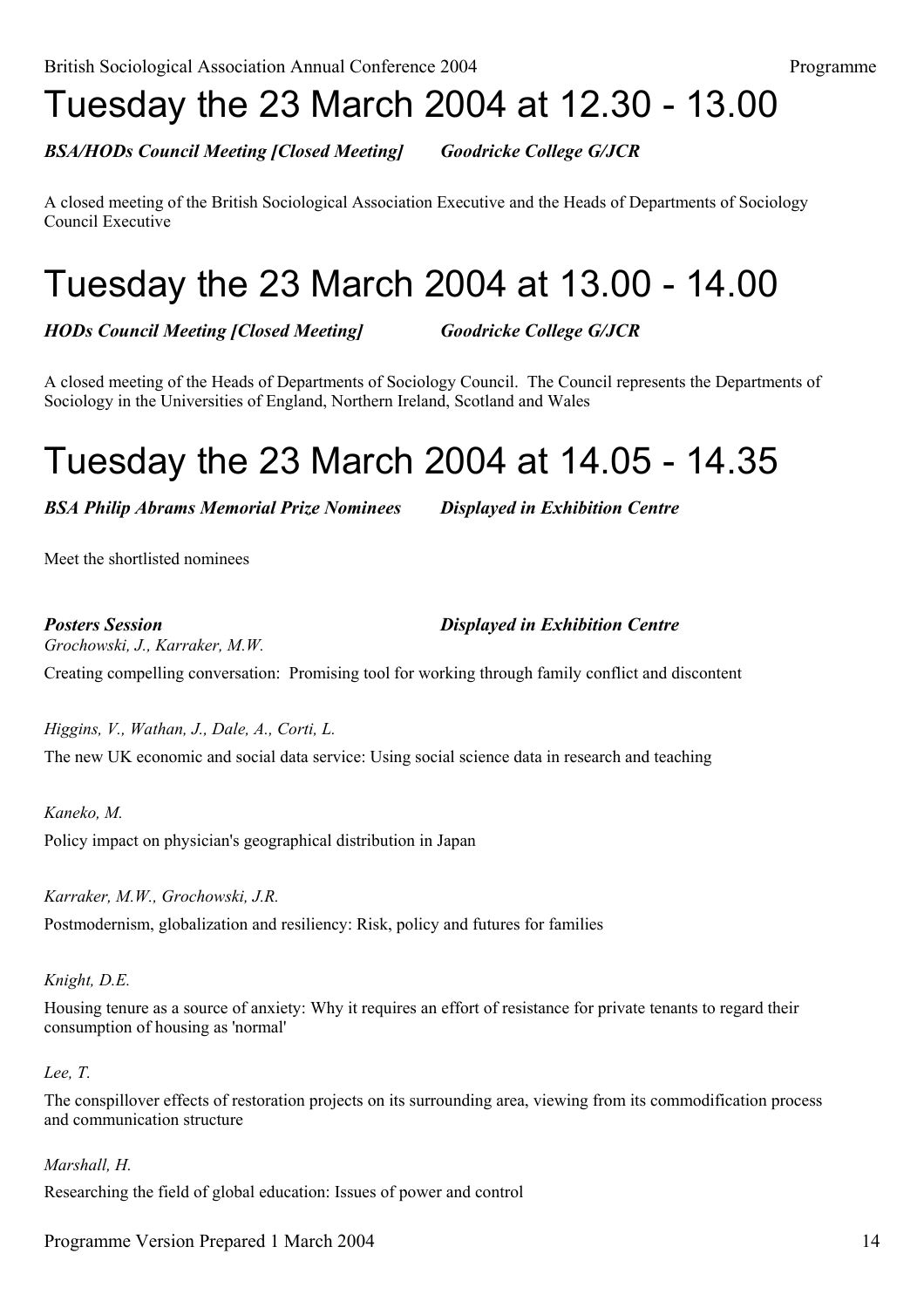# Tuesday the 23 March 2004 at 12.30 - 13.00

***BSA/HODs Council Meeting [Closed Meeting]*** ***Goodricke College G/JCR***

A closed meeting of the British Sociological Association Executive and the Heads of Departments of Sociology Council Executive

# Tuesday the 23 March 2004 at 13.00 - 14.00

***HODs Council Meeting [Closed Meeting]*** ***Goodricke College G/JCR***

A closed meeting of the Heads of Departments of Sociology Council. The Council represents the Departments of Sociology in the Universities of England, Northern Ireland, Scotland and Wales

# Tuesday the 23 March 2004 at 14.05 - 14.35

***BSA Philip Abrams Memorial Prize Nominees*** ***Displayed in Exhibition Centre***

Meet the shortlisted nominees

***Posters Session*** ***Displayed in Exhibition Centre***

*Grochowski, J., Karraker, M.W.*

Creating compelling conversation: Promising tool for working through family conflict and discontent

*Higgins, V., Wathan, J., Dale, A., Corti, L.*

The new UK economic and social data service: Using social science data in research and teaching

*Kaneko, M.*

Policy impact on physician's geographical distribution in Japan

*Karraker, M.W., Grochowski, J.R.*

Postmodernism, globalization and resiliency: Risk, policy and futures for families

*Knight, D.E.*

Housing tenure as a source of anxiety: Why it requires an effort of resistance for private tenants to regard their consumption of housing as 'normal'

*Lee, T.*

The conspillover effects of restoration projects on its surrounding area, viewing from its commodification process and communication structure

*Marshall, H.*

Researching the field of global education: Issues of power and control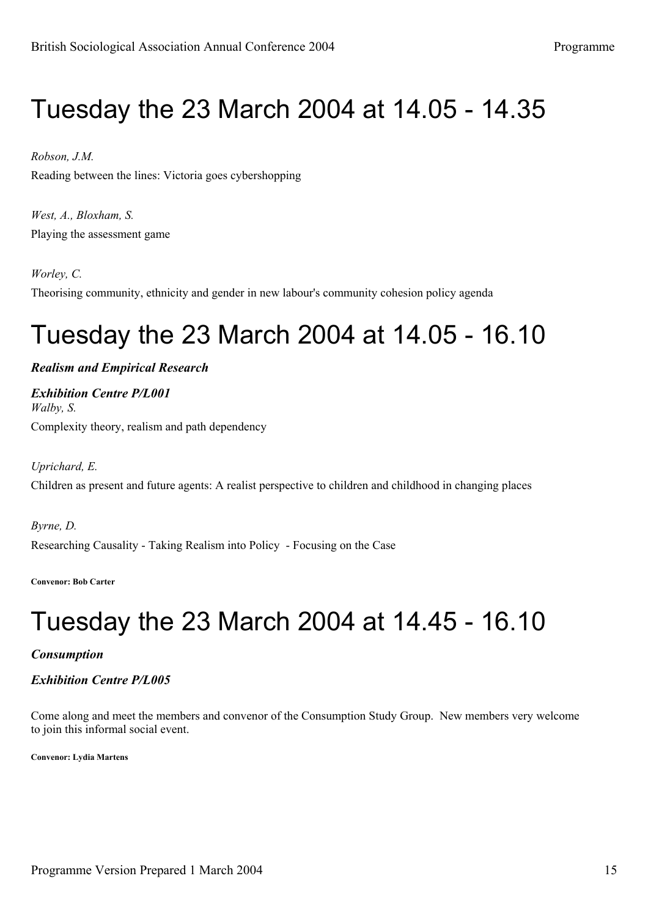# Tuesday the 23 March 2004 at 14.05 - 14.35

*Robson, J.M.*

Reading between the lines: Victoria goes cybershopping

*West, A., Bloxham, S.*

Playing the assessment game

*Worley, C.*

Theorising community, ethnicity and gender in new labour's community cohesion policy agenda

# Tuesday the 23 March 2004 at 14.05 - 16.10

***Realism and Empirical Research***

***Exhibition Centre P/L001***

*Walby, S.*

Complexity theory, realism and path dependency

*Uprichard, E.*

Children as present and future agents: A realist perspective to children and childhood in changing places

*Byrne, D.*

Researching Causality - Taking Realism into Policy - Focusing on the Case

**Convenor: Bob Carter**

# Tuesday the 23 March 2004 at 14.45 - 16.10

***Consumption***

***Exhibition Centre P/L005***

Come along and meet the members and convenor of the Consumption Study Group. New members very welcome to join this informal social event.

**Convenor: Lydia Martens**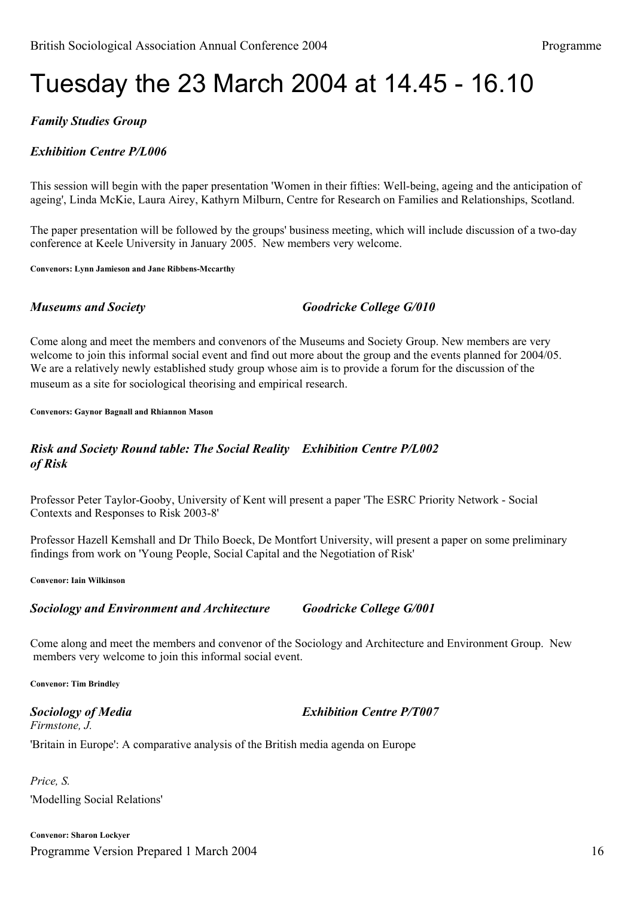# Tuesday the 23 March 2004 at 14.45 - 16.10

***Family Studies Group***

***Exhibition Centre P/L006***

This session will begin with the paper presentation 'Women in their fifties: Well-being, ageing and the anticipation of ageing', Linda McKie, Laura Airey, Kathyrn Milburn, Centre for Research on Families and Relationships, Scotland.

The paper presentation will be followed by the groups' business meeting, which will include discussion of a two-day conference at Keele University in January 2005. New members very welcome.

**Convenors: Lynn Jamieson and Jane Ribbens-Mccarthy**

***Museums and Society*** ***Goodricke College G/010***

Come along and meet the members and convenors of the Museums and Society Group. New members are very welcome to join this informal social event and find out more about the group and the events planned for 2004/05. We are a relatively newly established study group whose aim is to provide a forum for the discussion of the museum as a site for sociological theorising and empirical research.

**Convenors: Gaynor Bagnall and Rhiannon Mason**

***Risk and Society Round table: The Social Reality of Risk*** ***Exhibition Centre P/L002***

Professor Peter Taylor-Gooby, University of Kent will present a paper 'The ESRC Priority Network - Social Contexts and Responses to Risk 2003-8'

Professor Hazell Kemshall and Dr Thilo Boeck, De Montfort University, will present a paper on some preliminary findings from work on 'Young People, Social Capital and the Negotiation of Risk'

**Convenor: Iain Wilkinson**

***Sociology and Environment and Architecture*** ***Goodricke College G/001***

Come along and meet the members and convenor of the Sociology and Architecture and Environment Group. New members very welcome to join this informal social event.

**Convenor: Tim Brindley**

***Sociology of Media*** ***Exhibition Centre P/T007***

*Firmstone, J.*

'Britain in Europe': A comparative analysis of the British media agenda on Europe

*Price, S.*

'Modelling Social Relations'

**Convenor: Sharon Lockyer**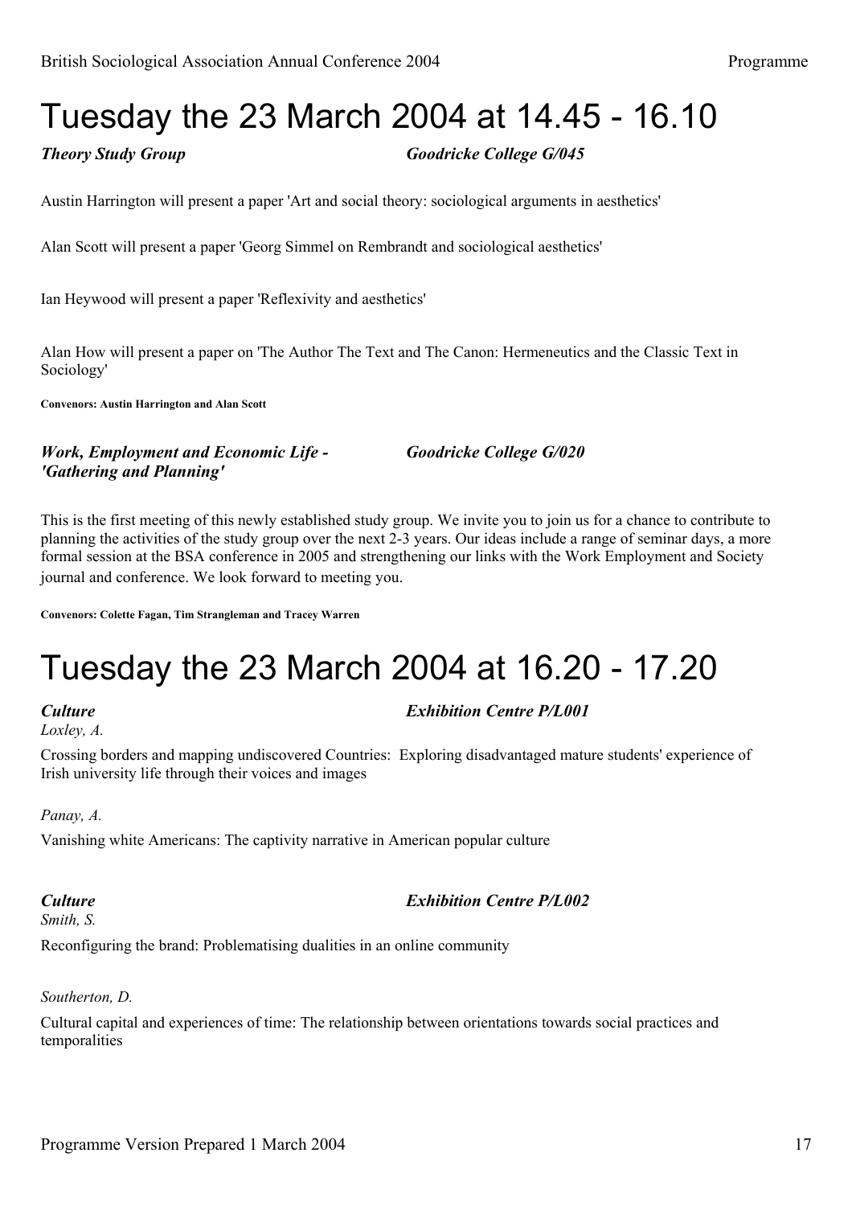# Tuesday the 23 March 2004 at 14.45 - 16.10

***Theory Study Group*** ***Goodricke College G/045***

Austin Harrington will present a paper 'Art and social theory: sociological arguments in aesthetics'

Alan Scott will present a paper 'Georg Simmel on Rembrandt and sociological aesthetics'

Ian Heywood will present a paper 'Reflexivity and aesthetics'

Alan How will present a paper on 'The Author The Text and The Canon: Hermeneutics and the Classic Text in Sociology'

**Convenors: Austin Harrington and Alan Scott**

***Work, Employment and Economic Life - 'Gathering and Planning'*** ***Goodricke College G/020***

This is the first meeting of this newly established study group. We invite you to join us for a chance to contribute to planning the activities of the study group over the next 2-3 years. Our ideas include a range of seminar days, a more formal session at the BSA conference in 2005 and strengthening our links with the Work Employment and Society journal and conference. We look forward to meeting you.

**Convenors: Colette Fagan, Tim Strangleman and Tracey Warren**

# Tuesday the 23 March 2004 at 16.20 - 17.20

***Culture*** ***Exhibition Centre P/L001***

*Loxley, A.*

Crossing borders and mapping undiscovered Countries: Exploring disadvantaged mature students' experience of Irish university life through their voices and images

*Panay, A.*

Vanishing white Americans: The captivity narrative in American popular culture

***Culture*** ***Exhibition Centre P/L002***

*Smith, S.*

Reconfiguring the brand: Problematising dualities in an online community

*Southerton, D.*

Cultural capital and experiences of time: The relationship between orientations towards social practices and temporalities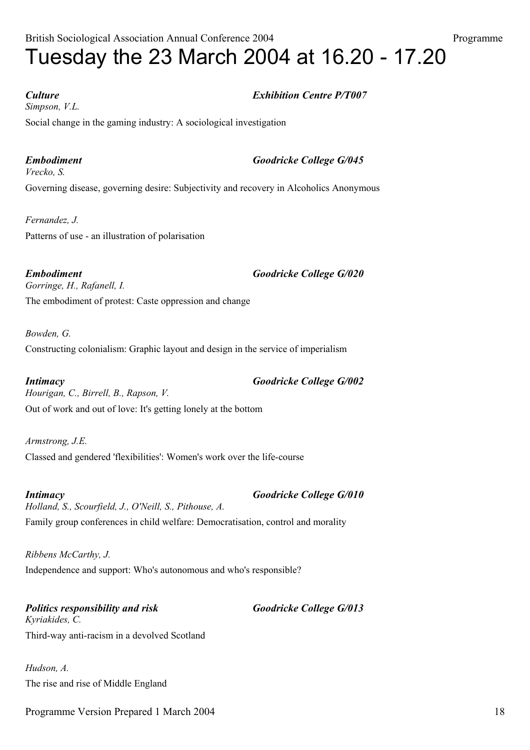# Tuesday the 23 March 2004 at 16.20 - 17.20

***Culture*** ***Exhibition Centre P/T007***

*Simpson, V.L.*

Social change in the gaming industry: A sociological investigation

***Embodiment*** ***Goodricke College G/045***

*Vrecko, S.*

Governing disease, governing desire: Subjectivity and recovery in Alcoholics Anonymous

*Fernandez, J.*

Patterns of use - an illustration of polarisation

***Embodiment*** ***Goodricke College G/020***

*Gorringe, H., Rafanell, I.*

The embodiment of protest: Caste oppression and change

*Bowden, G.*

Constructing colonialism: Graphic layout and design in the service of imperialism

***Intimacy*** ***Goodricke College G/002***

*Hourigan, C., Birrell, B., Rapson, V.*

Out of work and out of love: It's getting lonely at the bottom

*Armstrong, J.E.*

Classed and gendered 'flexibilities': Women's work over the life-course

***Intimacy*** ***Goodricke College G/010***

*Holland, S., Scourfield, J., O'Neill, S., Pithouse, A.*

Family group conferences in child welfare: Democratisation, control and morality

*Ribbens McCarthy, J.*

Independence and support: Who's autonomous and who's responsible?

***Politics responsibility and risk*** ***Goodricke College G/013***

*Kyriakides, C.*

Third-way anti-racism in a devolved Scotland

*Hudson, A.*

The rise and rise of Middle England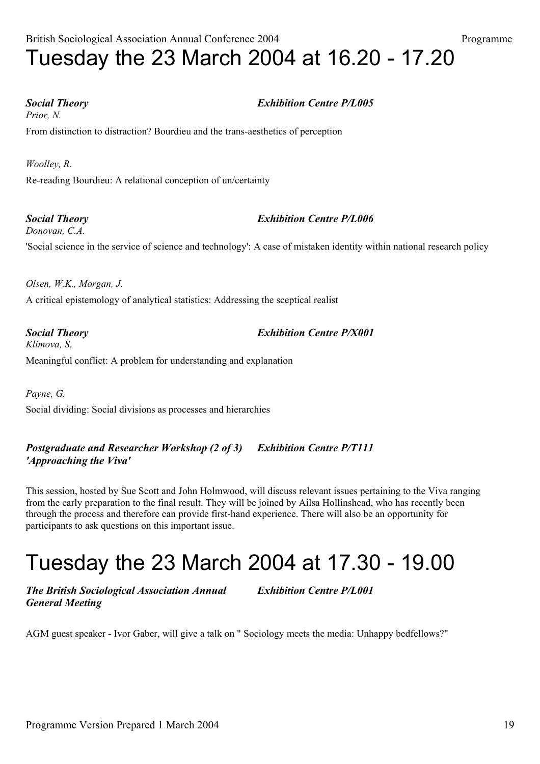# Tuesday the 23 March 2004 at 16.20 - 17.20

***Social Theory*** ***Exhibition Centre P/L005***

*Prior, N.*

From distinction to distraction? Bourdieu and the trans-aesthetics of perception

*Woolley, R.*

Re-reading Bourdieu: A relational conception of un/certainty

***Social Theory*** ***Exhibition Centre P/L006***

*Donovan, C.A.*

'Social science in the service of science and technology': A case of mistaken identity within national research policy

*Olsen, W.K., Morgan, J.*

A critical epistemology of analytical statistics: Addressing the sceptical realist

***Social Theory*** ***Exhibition Centre P/X001***

*Klimova, S.*

Meaningful conflict: A problem for understanding and explanation

*Payne, G.*

Social dividing: Social divisions as processes and hierarchies

***Postgraduate and Researcher Workshop (2 of 3) 'Approaching the Viva'*** ***Exhibition Centre P/T111***

This session, hosted by Sue Scott and John Holmwood, will discuss relevant issues pertaining to the Viva ranging from the early preparation to the final result. They will be joined by Ailsa Hollinshead, who has recently been through the process and therefore can provide first-hand experience. There will also be an opportunity for participants to ask questions on this important issue.

# Tuesday the 23 March 2004 at 17.30 - 19.00

***The British Sociological Association Annual General Meeting*** ***Exhibition Centre P/L001***

AGM guest speaker - Ivor Gaber, will give a talk on " Sociology meets the media: Unhappy bedfellows?"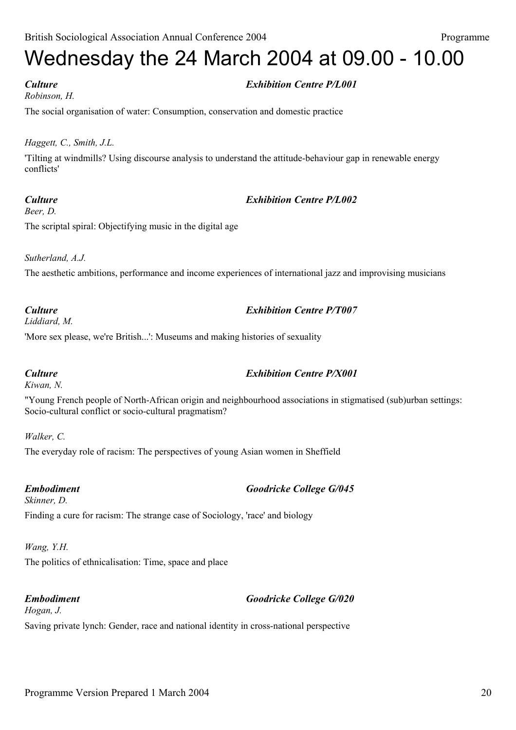# Wednesday the 24 March 2004 at 09.00 - 10.00

***Culture*** — ***Exhibition Centre P/L001***

*Robinson, H.*

The social organisation of water: Consumption, conservation and domestic practice

*Haggett, C., Smith, J.L.*

'Tilting at windmills? Using discourse analysis to understand the attitude-behaviour gap in renewable energy conflicts'

***Culture*** — ***Exhibition Centre P/L002***

*Beer, D.*

The scriptal spiral: Objectifying music in the digital age

*Sutherland, A.J.*

The aesthetic ambitions, performance and income experiences of international jazz and improvising musicians

***Culture*** — ***Exhibition Centre P/T007***

*Liddiard, M.*

'More sex please, we're British...': Museums and making histories of sexuality

***Culture*** — ***Exhibition Centre P/X001***

*Kiwan, N.*

"Young French people of North-African origin and neighbourhood associations in stigmatised (sub)urban settings: Socio-cultural conflict or socio-cultural pragmatism?

*Walker, C.*

The everyday role of racism: The perspectives of young Asian women in Sheffield

***Embodiment*** — ***Goodricke College G/045***

*Skinner, D.*

Finding a cure for racism: The strange case of Sociology, 'race' and biology

*Wang, Y.H.*

The politics of ethnicalisation: Time, space and place

***Embodiment*** — ***Goodricke College G/020***

*Hogan, J.*

Saving private lynch: Gender, race and national identity in cross-national perspective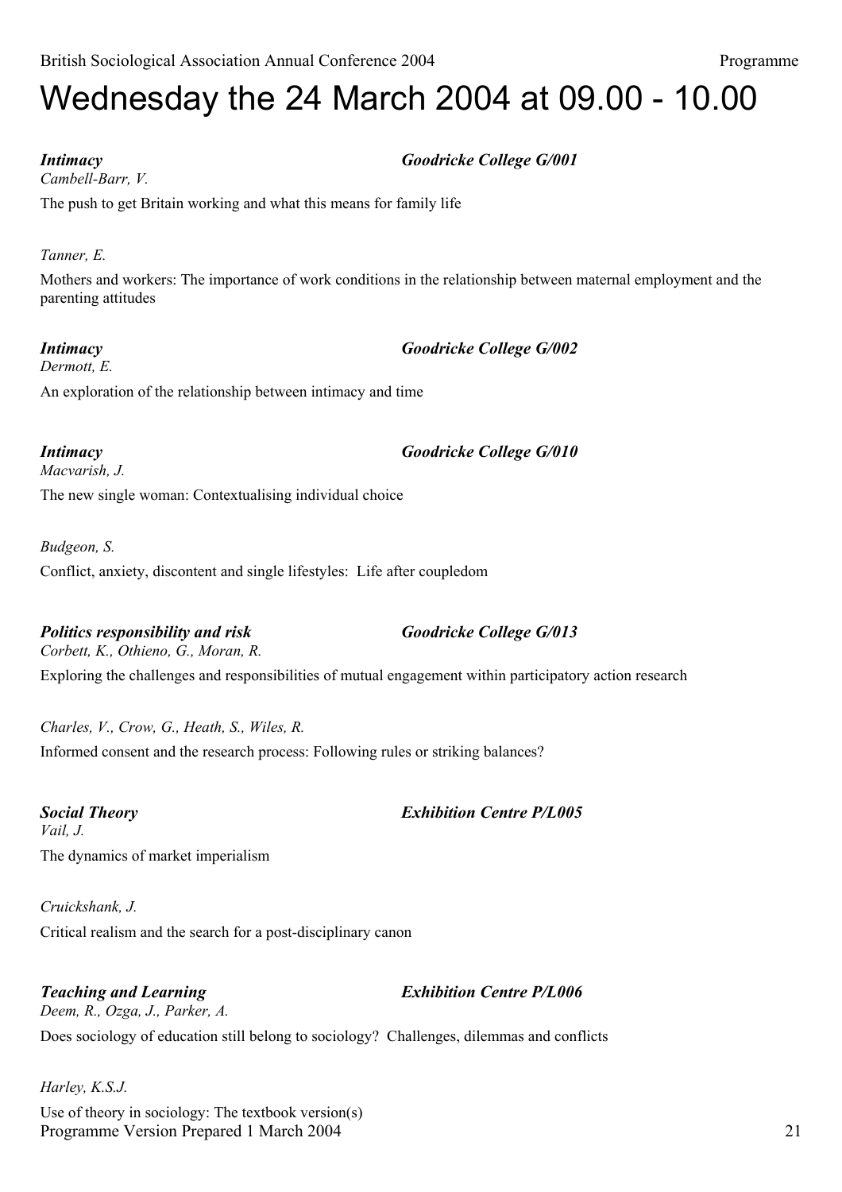# Wednesday the 24 March 2004 at 09.00 - 10.00

***Intimacy*** — ***Goodricke College G/001***

*Cambell-Barr, V.*

The push to get Britain working and what this means for family life

*Tanner, E.*

Mothers and workers: The importance of work conditions in the relationship between maternal employment and the parenting attitudes

***Intimacy*** — ***Goodricke College G/002***

*Dermott, E.*

An exploration of the relationship between intimacy and time

***Intimacy*** — ***Goodricke College G/010***

*Macvarish, J.*

The new single woman: Contextualising individual choice

*Budgeon, S.*

Conflict, anxiety, discontent and single lifestyles: Life after coupledom

***Politics responsibility and risk*** — ***Goodricke College G/013***

*Corbett, K., Othieno, G., Moran, R.*

Exploring the challenges and responsibilities of mutual engagement within participatory action research

*Charles, V., Crow, G., Heath, S., Wiles, R.*

Informed consent and the research process: Following rules or striking balances?

***Social Theory*** — ***Exhibition Centre P/L005***

*Vail, J.*

The dynamics of market imperialism

*Cruickshank, J.*

Critical realism and the search for a post-disciplinary canon

***Teaching and Learning*** — ***Exhibition Centre P/L006***

*Deem, R., Ozga, J., Parker, A.*

Does sociology of education still belong to sociology? Challenges, dilemmas and conflicts

*Harley, K.S.J.*

Use of theory in sociology: The textbook version(s)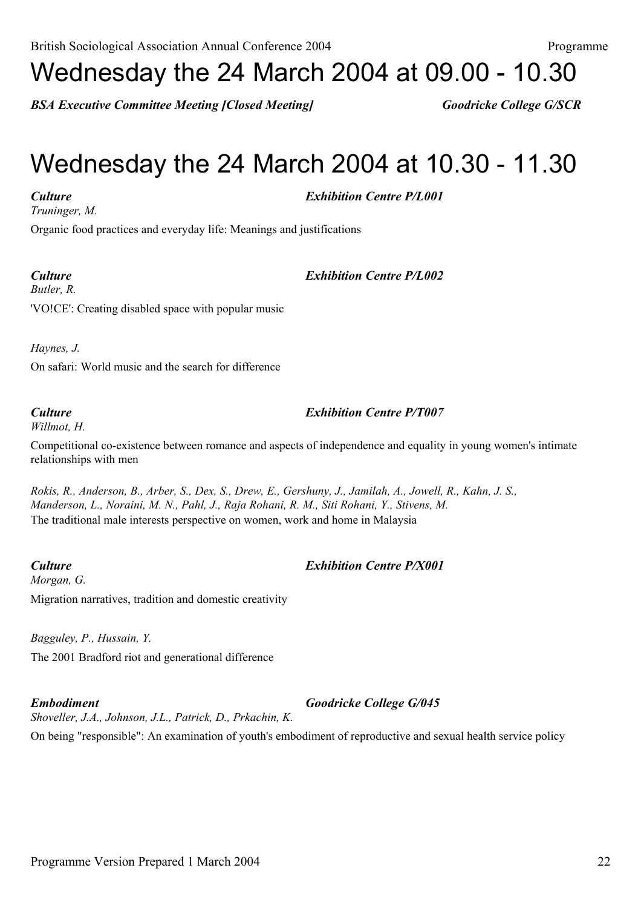# Wednesday the 24 March 2004 at 09.00 - 10.30

***BSA Executive Committee Meeting [Closed Meeting]*** ***Goodricke College G/SCR***

# Wednesday the 24 March 2004 at 10.30 - 11.30

***Culture*** ***Exhibition Centre P/L001***

*Truninger, M.*

Organic food practices and everyday life: Meanings and justifications

***Culture*** ***Exhibition Centre P/L002***

*Butler, R.*

'VO!CE': Creating disabled space with popular music

*Haynes, J.*

On safari: World music and the search for difference

***Culture*** ***Exhibition Centre P/T007***

*Willmot, H.*

Competitional co-existence between romance and aspects of independence and equality in young women's intimate relationships with men

*Rokis, R., Anderson, B., Arber, S., Dex, S., Drew, E., Gershuny, J., Jamilah, A., Jowell, R., Kahn, J. S., Manderson, L., Noraini, M. N., Pahl, J., Raja Rohani, R. M., Siti Rohani, Y., Stivens, M.*

The traditional male interests perspective on women, work and home in Malaysia

***Culture*** ***Exhibition Centre P/X001***

*Morgan, G.*

Migration narratives, tradition and domestic creativity

*Bagguley, P., Hussain, Y.*

The 2001 Bradford riot and generational difference

***Embodiment*** ***Goodricke College G/045***

*Shoveller, J.A., Johnson, J.L., Patrick, D., Prkachin, K.*

On being "responsible": An examination of youth's embodiment of reproductive and sexual health service policy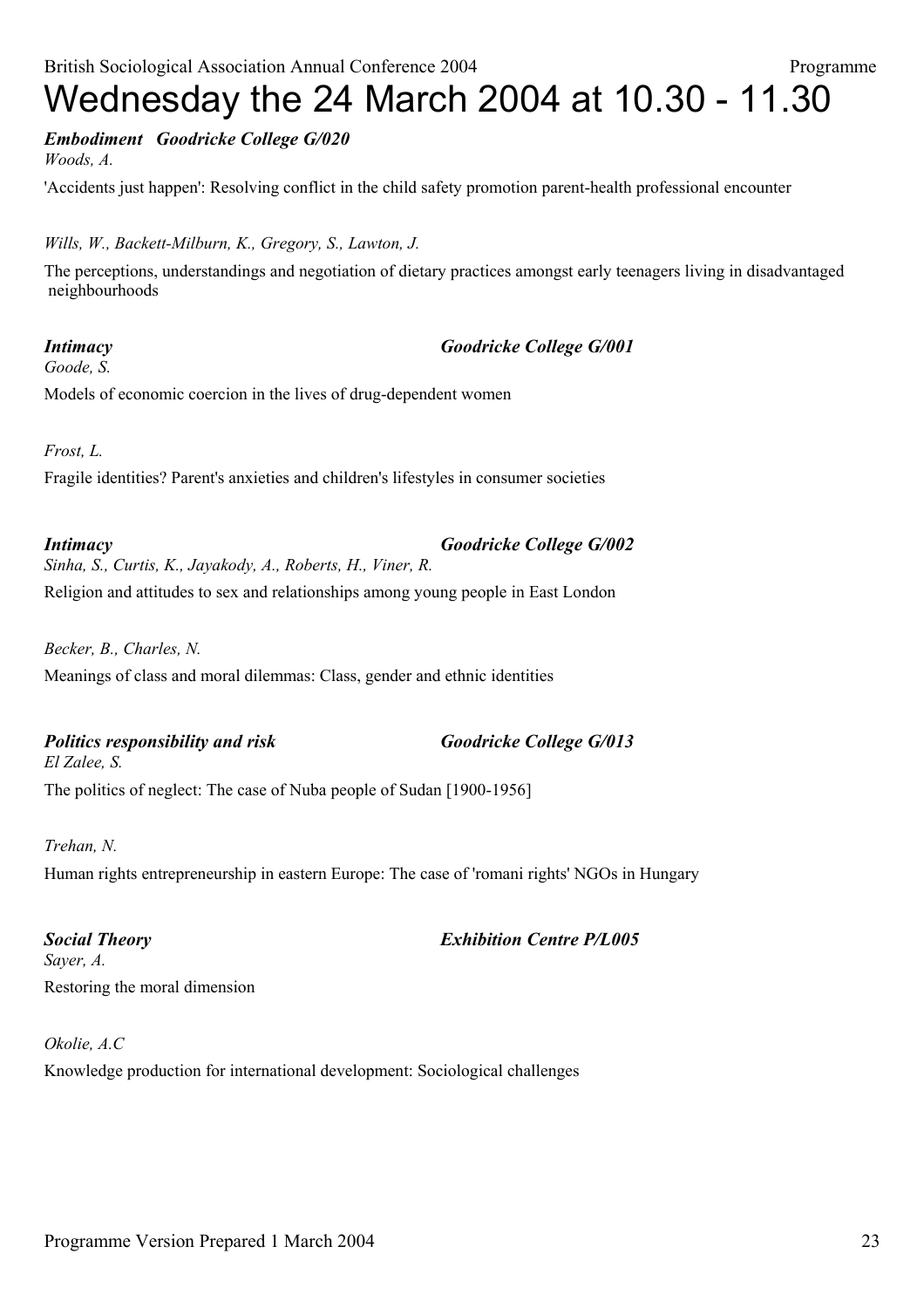# Wednesday the 24 March 2004 at 10.30 - 11.30

***Embodiment Goodricke College G/020***

*Woods, A.*

'Accidents just happen': Resolving conflict in the child safety promotion parent-health professional encounter

*Wills, W., Backett-Milburn, K., Gregory, S., Lawton, J.*

The perceptions, understandings and negotiation of dietary practices amongst early teenagers living in disadvantaged neighbourhoods

***Intimacy Goodricke College G/001***

*Goode, S.*

Models of economic coercion in the lives of drug-dependent women

*Frost, L.*

Fragile identities? Parent's anxieties and children's lifestyles in consumer societies

***Intimacy Goodricke College G/002***

*Sinha, S., Curtis, K., Jayakody, A., Roberts, H., Viner, R.*

Religion and attitudes to sex and relationships among young people in East London

*Becker, B., Charles, N.*

Meanings of class and moral dilemmas: Class, gender and ethnic identities

***Politics responsibility and risk Goodricke College G/013***

*El Zalee, S.*

The politics of neglect: The case of Nuba people of Sudan [1900-1956]

*Trehan, N.*

Human rights entrepreneurship in eastern Europe: The case of 'romani rights' NGOs in Hungary

***Social Theory Exhibition Centre P/L005***

*Sayer, A.*

Restoring the moral dimension

*Okolie, A.C*

Knowledge production for international development: Sociological challenges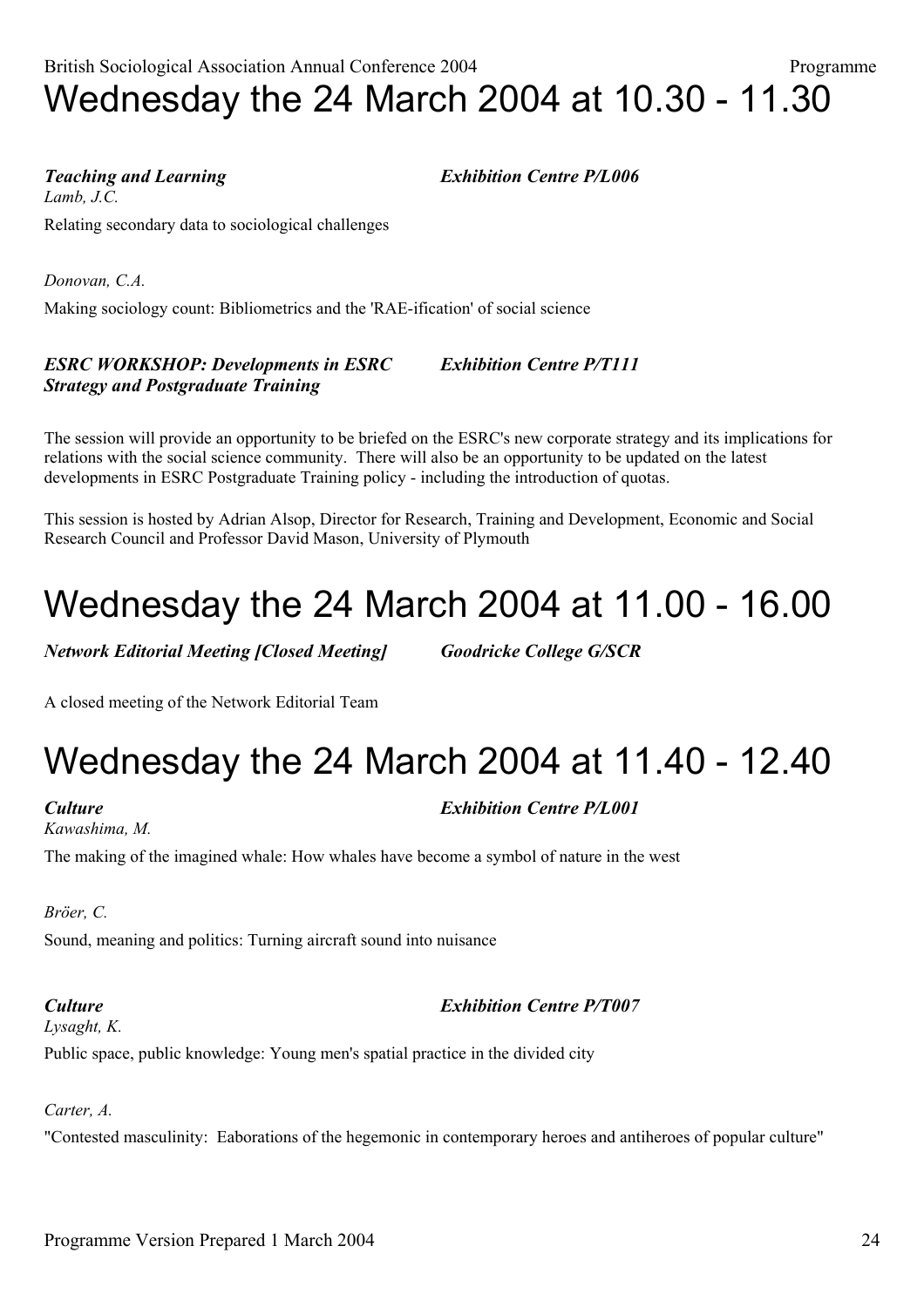# Wednesday the 24 March 2004 at 10.30 - 11.30

***Teaching and Learning*** — ***Exhibition Centre P/L006***

*Lamb, J.C.*

Relating secondary data to sociological challenges

*Donovan, C.A.*

Making sociology count: Bibliometrics and the 'RAE-ification' of social science

***ESRC WORKSHOP: Developments in ESRC Strategy and Postgraduate Training*** — ***Exhibition Centre P/T111***

The session will provide an opportunity to be briefed on the ESRC's new corporate strategy and its implications for relations with the social science community. There will also be an opportunity to be updated on the latest developments in ESRC Postgraduate Training policy - including the introduction of quotas.

This session is hosted by Adrian Alsop, Director for Research, Training and Development, Economic and Social Research Council and Professor David Mason, University of Plymouth

# Wednesday the 24 March 2004 at 11.00 - 16.00

***Network Editorial Meeting [Closed Meeting]*** — ***Goodricke College G/SCR***

A closed meeting of the Network Editorial Team

# Wednesday the 24 March 2004 at 11.40 - 12.40

***Culture*** — ***Exhibition Centre P/L001***

*Kawashima, M.*

The making of the imagined whale: How whales have become a symbol of nature in the west

*Bröer, C.*

Sound, meaning and politics: Turning aircraft sound into nuisance

***Culture*** — ***Exhibition Centre P/T007***

*Lysaght, K.*

Public space, public knowledge: Young men's spatial practice in the divided city

*Carter, A.*

"Contested masculinity: Eaborations of the hegemonic in contemporary heroes and antiheroes of popular culture"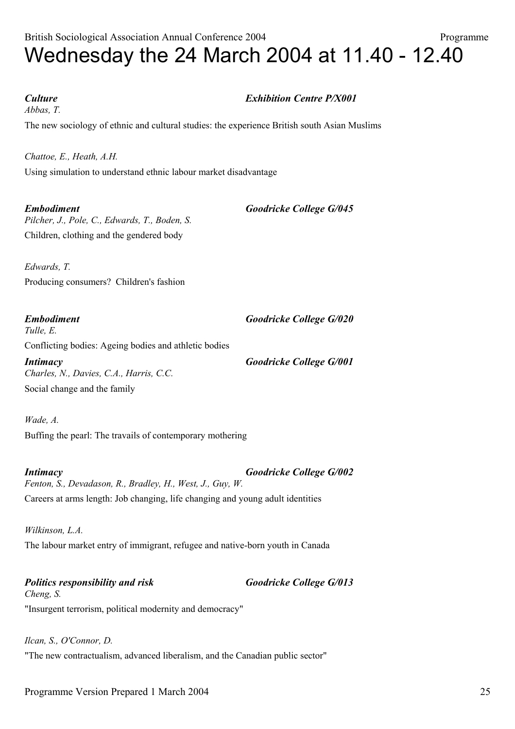# Wednesday the 24 March 2004 at 11.40 - 12.40

***Culture*** — ***Exhibition Centre P/X001***

*Abbas, T.*

The new sociology of ethnic and cultural studies: the experience British south Asian Muslims

*Chattoe, E., Heath, A.H.*

Using simulation to understand ethnic labour market disadvantage

***Embodiment*** — ***Goodricke College G/045***

*Pilcher, J., Pole, C., Edwards, T., Boden, S.*

Children, clothing and the gendered body

*Edwards, T.*

Producing consumers? Children's fashion

***Embodiment*** — ***Goodricke College G/020***

*Tulle, E.*

Conflicting bodies: Ageing bodies and athletic bodies

***Intimacy*** — ***Goodricke College G/001***

*Charles, N., Davies, C.A., Harris, C.C.*

Social change and the family

*Wade, A.*

Buffing the pearl: The travails of contemporary mothering

***Intimacy*** — ***Goodricke College G/002***

*Fenton, S., Devadason, R., Bradley, H., West, J., Guy, W.*

Careers at arms length: Job changing, life changing and young adult identities

*Wilkinson, L.A.*

The labour market entry of immigrant, refugee and native-born youth in Canada

***Politics responsibility and risk*** — ***Goodricke College G/013***

*Cheng, S.*

"Insurgent terrorism, political modernity and democracy"

*Ilcan, S., O'Connor, D.*

"The new contractualism, advanced liberalism, and the Canadian public sector"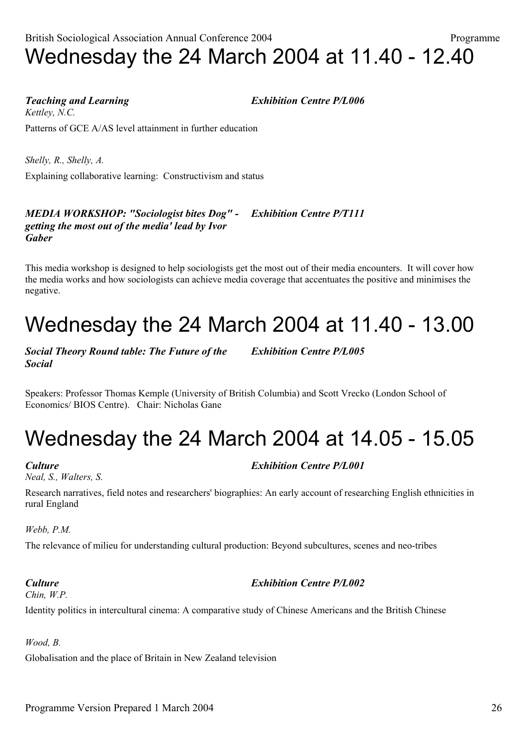# Wednesday the 24 March 2004 at 11.40 - 12.40

***Teaching and Learning*** ***Exhibition Centre P/L006***

*Kettley, N.C.*

Patterns of GCE A/AS level attainment in further education

*Shelly, R., Shelly, A.*

Explaining collaborative learning: Constructivism and status

***MEDIA WORKSHOP: "Sociologist bites Dog" - getting the most out of the media' lead by Ivor Gaber*** ***Exhibition Centre P/T111***

This media workshop is designed to help sociologists get the most out of their media encounters. It will cover how the media works and how sociologists can achieve media coverage that accentuates the positive and minimises the negative.

# Wednesday the 24 March 2004 at 11.40 - 13.00

***Social Theory Round table: The Future of the Social*** ***Exhibition Centre P/L005***

Speakers: Professor Thomas Kemple (University of British Columbia) and Scott Vrecko (London School of Economics/ BIOS Centre). Chair: Nicholas Gane

# Wednesday the 24 March 2004 at 14.05 - 15.05

***Culture*** ***Exhibition Centre P/L001***

*Neal, S., Walters, S.*

Research narratives, field notes and researchers' biographies: An early account of researching English ethnicities in rural England

*Webb, P.M.*

The relevance of milieu for understanding cultural production: Beyond subcultures, scenes and neo-tribes

***Culture*** ***Exhibition Centre P/L002***

*Chin, W.P.*

Identity politics in intercultural cinema: A comparative study of Chinese Americans and the British Chinese

*Wood, B.*

Globalisation and the place of Britain in New Zealand television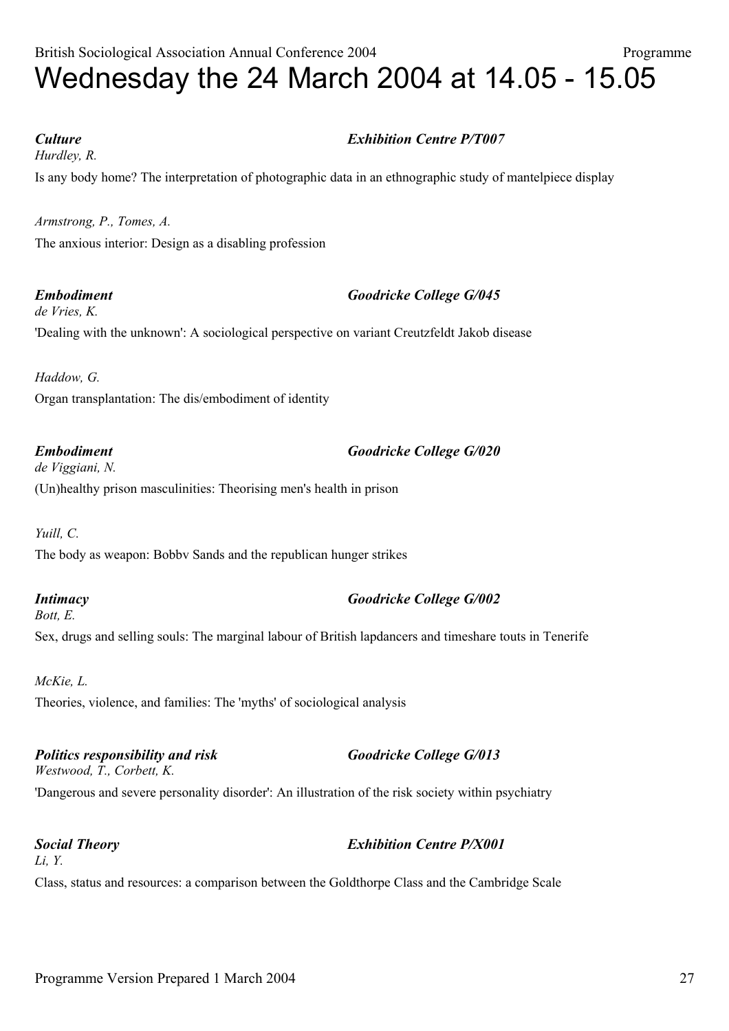# Wednesday the 24 March 2004 at 14.05 - 15.05

***Culture*** — ***Exhibition Centre P/T007***

*Hurdley, R.*

Is any body home? The interpretation of photographic data in an ethnographic study of mantelpiece display

*Armstrong, P., Tomes, A.*

The anxious interior: Design as a disabling profession

***Embodiment*** — ***Goodricke College G/045***

*de Vries, K.*

'Dealing with the unknown': A sociological perspective on variant Creutzfeldt Jakob disease

*Haddow, G.*

Organ transplantation: The dis/embodiment of identity

***Embodiment*** — ***Goodricke College G/020***

*de Viggiani, N.*

(Un)healthy prison masculinities: Theorising men's health in prison

*Yuill, C.*

The body as weapon: Bobbv Sands and the republican hunger strikes

***Intimacy*** — ***Goodricke College G/002***

*Bott, E.*

Sex, drugs and selling souls: The marginal labour of British lapdancers and timeshare touts in Tenerife

*McKie, L.*

Theories, violence, and families: The 'myths' of sociological analysis

***Politics responsibility and risk*** — ***Goodricke College G/013***

*Westwood, T., Corbett, K.*

'Dangerous and severe personality disorder': An illustration of the risk society within psychiatry

***Social Theory*** — ***Exhibition Centre P/X001***

*Li, Y.*

Class, status and resources: a comparison between the Goldthorpe Class and the Cambridge Scale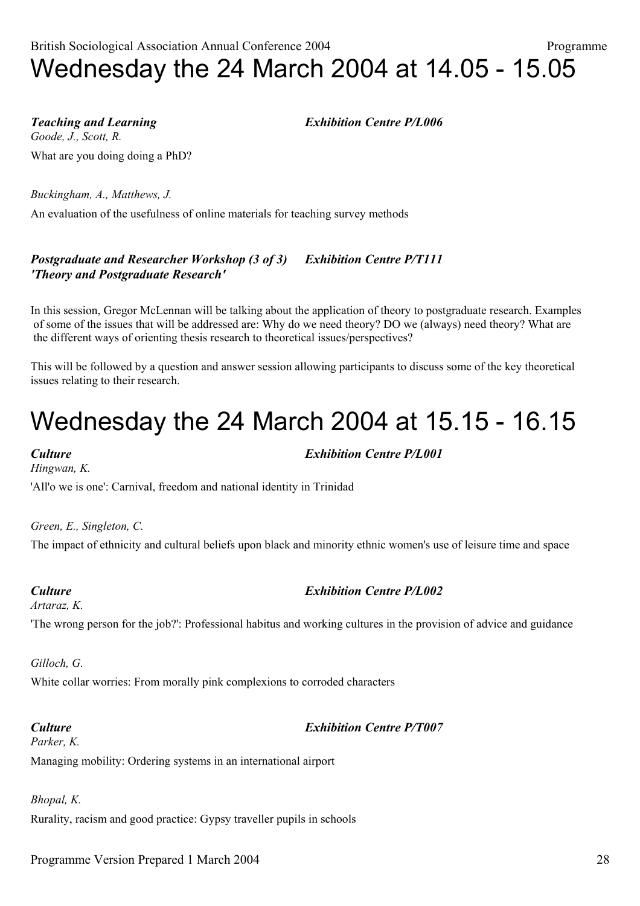# Wednesday the 24 March 2004 at 14.05 - 15.05

***Teaching and Learning*** ***Exhibition Centre P/L006***

*Goode, J., Scott, R.*

What are you doing doing a PhD?

*Buckingham, A., Matthews, J.*

An evaluation of the usefulness of online materials for teaching survey methods

***Postgraduate and Researcher Workshop (3 of 3) 'Theory and Postgraduate Research'*** ***Exhibition Centre P/T111***

In this session, Gregor McLennan will be talking about the application of theory to postgraduate research. Examples of some of the issues that will be addressed are: Why do we need theory? DO we (always) need theory? What are the different ways of orienting thesis research to theoretical issues/perspectives?

This will be followed by a question and answer session allowing participants to discuss some of the key theoretical issues relating to their research.

# Wednesday the 24 March 2004 at 15.15 - 16.15

***Culture*** ***Exhibition Centre P/L001***

*Hingwan, K.*

'All'o we is one': Carnival, freedom and national identity in Trinidad

*Green, E., Singleton, C.*

The impact of ethnicity and cultural beliefs upon black and minority ethnic women's use of leisure time and space

***Culture*** ***Exhibition Centre P/L002***

*Artaraz, K.*

'The wrong person for the job?': Professional habitus and working cultures in the provision of advice and guidance

*Gilloch, G.*

White collar worries: From morally pink complexions to corroded characters

***Culture*** ***Exhibition Centre P/T007***

*Parker, K.*

Managing mobility: Ordering systems in an international airport

*Bhopal, K.*

Rurality, racism and good practice: Gypsy traveller pupils in schools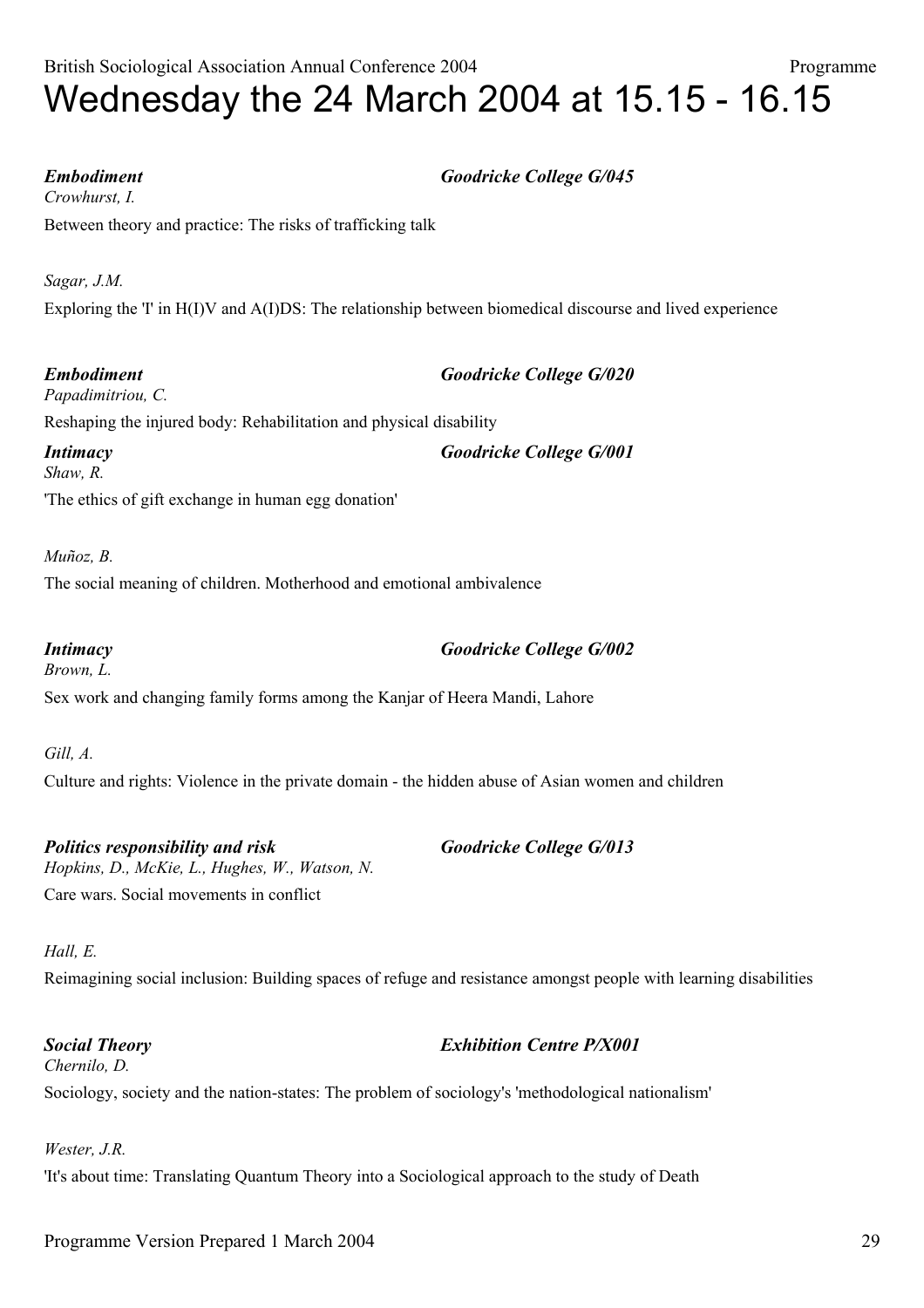# Wednesday the 24 March 2004 at 15.15 - 16.15

***Embodiment*** — ***Goodricke College G/045***

*Crowhurst, I.*

Between theory and practice: The risks of trafficking talk

*Sagar, J.M.*

Exploring the 'I' in H(I)V and A(I)DS: The relationship between biomedical discourse and lived experience

***Embodiment*** — ***Goodricke College G/020***

*Papadimitriou, C.*

Reshaping the injured body: Rehabilitation and physical disability

***Intimacy*** — ***Goodricke College G/001***

*Shaw, R.*

'The ethics of gift exchange in human egg donation'

*Muñoz, B.*

The social meaning of children. Motherhood and emotional ambivalence

***Intimacy*** — ***Goodricke College G/002***

*Brown, L.*

Sex work and changing family forms among the Kanjar of Heera Mandi, Lahore

*Gill, A.*

Culture and rights: Violence in the private domain - the hidden abuse of Asian women and children

***Politics responsibility and risk*** — ***Goodricke College G/013***

*Hopkins, D., McKie, L., Hughes, W., Watson, N.*

Care wars. Social movements in conflict

*Hall, E.*

Reimagining social inclusion: Building spaces of refuge and resistance amongst people with learning disabilities

***Social Theory*** — ***Exhibition Centre P/X001***

*Chernilo, D.*

Sociology, society and the nation-states: The problem of sociology's 'methodological nationalism'

*Wester, J.R.*

'It's about time: Translating Quantum Theory into a Sociological approach to the study of Death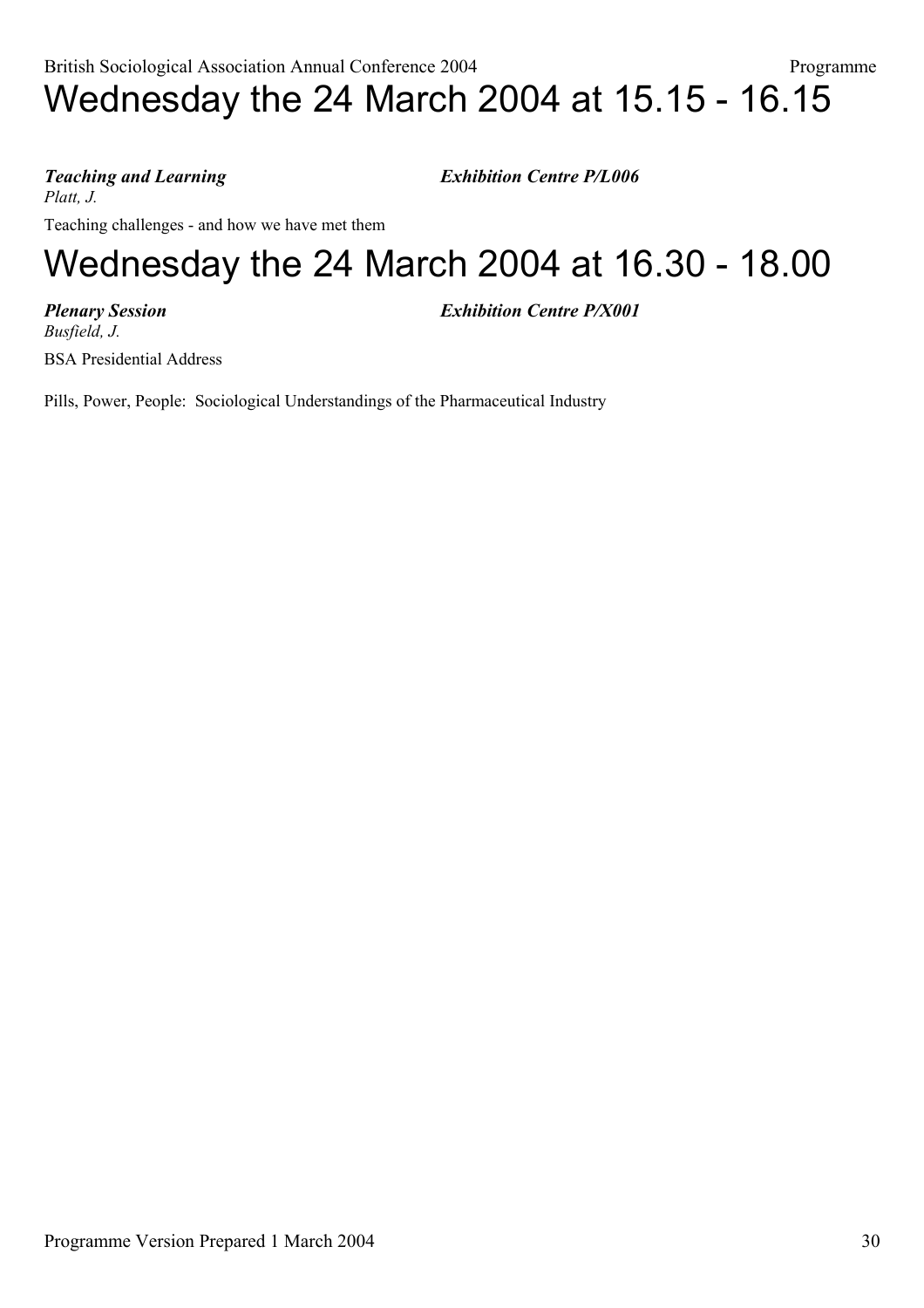# Wednesday the 24 March 2004 at 15.15 - 16.15

***Teaching and Learning*** ***Exhibition Centre P/L006***

*Platt, J.*

Teaching challenges - and how we have met them

# Wednesday the 24 March 2004 at 16.30 - 18.00

***Plenary Session*** ***Exhibition Centre P/X001***

*Busfield, J.*

BSA Presidential Address

Pills, Power, People: Sociological Understandings of the Pharmaceutical Industry